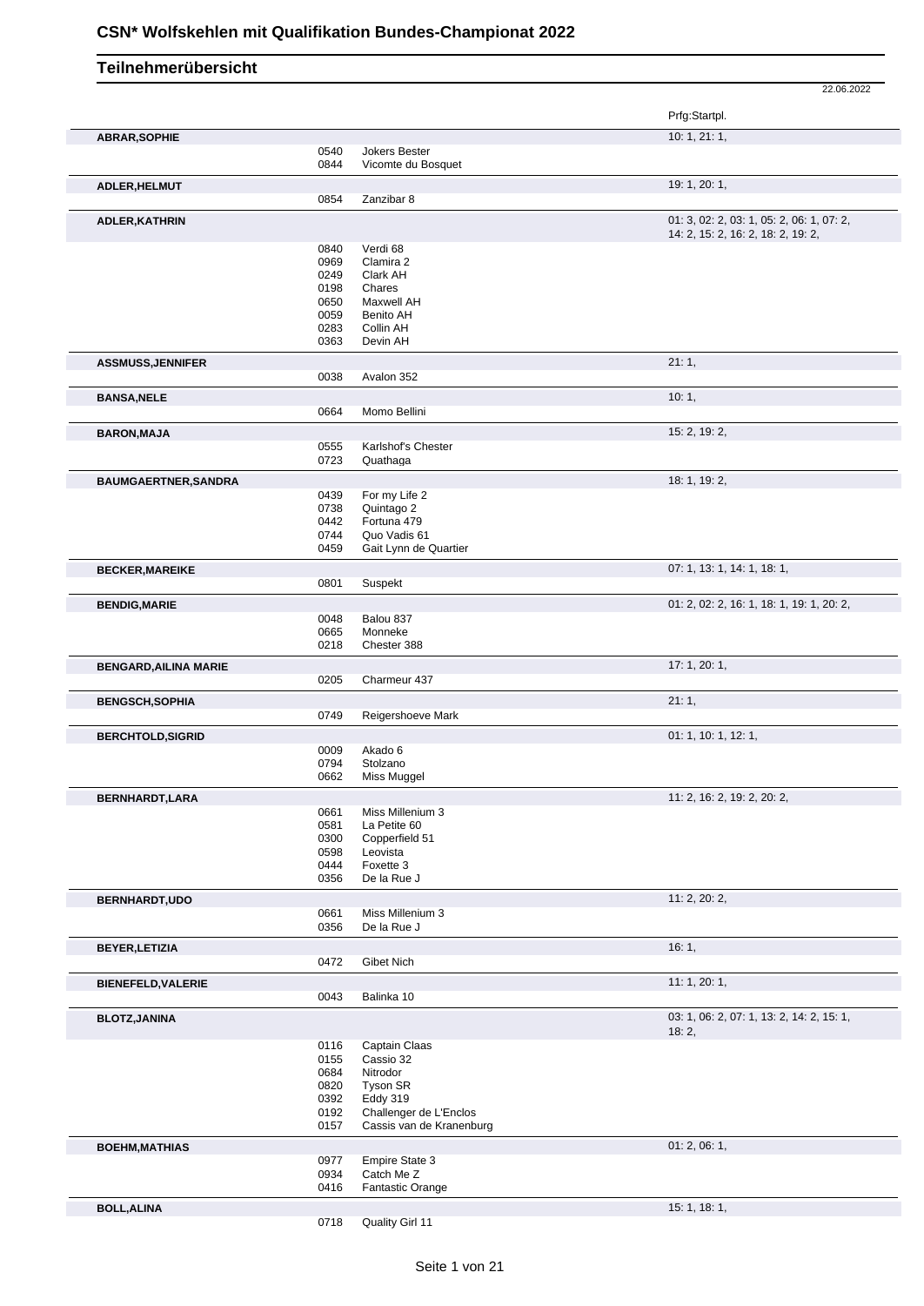# CSN* Wolfskehlen mit Qualifikation Bundes-Championat 2022

## Teilnehmerübersicht

22.06.2022

| Teilnehmer | Nr. | Pferd | Prfg:Startpl. |
|---|---|---|---|
| **ABRAR,SOPHIE** | | | 10: 1, 21: 1, |
| | 0540 | Jokers Bester | |
| | 0844 | Vicomte du Bosquet | |
| **ADLER,HELMUT** | | | 19: 1, 20: 1, |
| | 0854 | Zanzibar 8 | |
| **ADLER,KATHRIN** | | | 01: 3, 02: 2, 03: 1, 05: 2, 06: 1, 07: 2, 14: 2, 15: 2, 16: 2, 18: 2, 19: 2, |
| | 0840 | Verdi 68 | |
| | 0969 | Clamira 2 | |
| | 0249 | Clark AH | |
| | 0198 | Chares | |
| | 0650 | Maxwell AH | |
| | 0059 | Benito AH | |
| | 0283 | Collin AH | |
| | 0363 | Devin AH | |
| **ASSMUSS,JENNIFER** | | | 21: 1, |
| | 0038 | Avalon 352 | |
| **BANSA,NELE** | | | 10: 1, |
| | 0664 | Momo Bellini | |
| **BARON,MAJA** | | | 15: 2, 19: 2, |
| | 0555 | Karlshof's Chester | |
| | 0723 | Quathaga | |
| **BAUMGAERTNER,SANDRA** | | | 18: 1, 19: 2, |
| | 0439 | For my Life 2 | |
| | 0738 | Quintago 2 | |
| | 0442 | Fortuna 479 | |
| | 0744 | Quo Vadis 61 | |
| | 0459 | Gait Lynn de Quartier | |
| **BECKER,MAREIKE** | | | 07: 1, 13: 1, 14: 1, 18: 1, |
| | 0801 | Suspekt | |
| **BENDIG,MARIE** | | | 01: 2, 02: 2, 16: 1, 18: 1, 19: 1, 20: 2, |
| | 0048 | Balou 837 | |
| | 0665 | Monneke | |
| | 0218 | Chester 388 | |
| **BENGARD,AILINA MARIE** | | | 17: 1, 20: 1, |
| | 0205 | Charmeur 437 | |
| **BENGSCH,SOPHIA** | | | 21: 1, |
| | 0749 | Reigershoeve Mark | |
| **BERCHTOLD,SIGRID** | | | 01: 1, 10: 1, 12: 1, |
| | 0009 | Akado 6 | |
| | 0794 | Stolzano | |
| | 0662 | Miss Muggel | |
| **BERNHARDT,LARA** | | | 11: 2, 16: 2, 19: 2, 20: 2, |
| | 0661 | Miss Millenium 3 | |
| | 0581 | La Petite 60 | |
| | 0300 | Copperfield 51 | |
| | 0598 | Leovista | |
| | 0444 | Foxette 3 | |
| | 0356 | De la Rue J | |
| **BERNHARDT,UDO** | | | 11: 2, 20: 2, |
| | 0661 | Miss Millenium 3 | |
| | 0356 | De la Rue J | |
| **BEYER,LETIZIA** | | | 16: 1, |
| | 0472 | Gibet Nich | |
| **BIENEFELD,VALERIE** | | | 11: 1, 20: 1, |
| | 0043 | Balinka 10 | |
| **BLOTZ,JANINA** | | | 03: 1, 06: 2, 07: 1, 13: 2, 14: 2, 15: 1, 18: 2, |
| | 0116 | Captain Claas | |
| | 0155 | Cassio 32 | |
| | 0684 | Nitrodor | |
| | 0820 | Tyson SR | |
| | 0392 | Eddy 319 | |
| | 0192 | Challenger de L'Enclos | |
| | 0157 | Cassis van de Kranenburg | |
| **BOEHM,MATHIAS** | | | 01: 2, 06: 1, |
| | 0977 | Empire State 3 | |
| | 0934 | Catch Me Z | |
| | 0416 | Fantastic Orange | |
| **BOLL,ALINA** | | | 15: 1, 18: 1, |
| | 0718 | Quality Girl 11 | |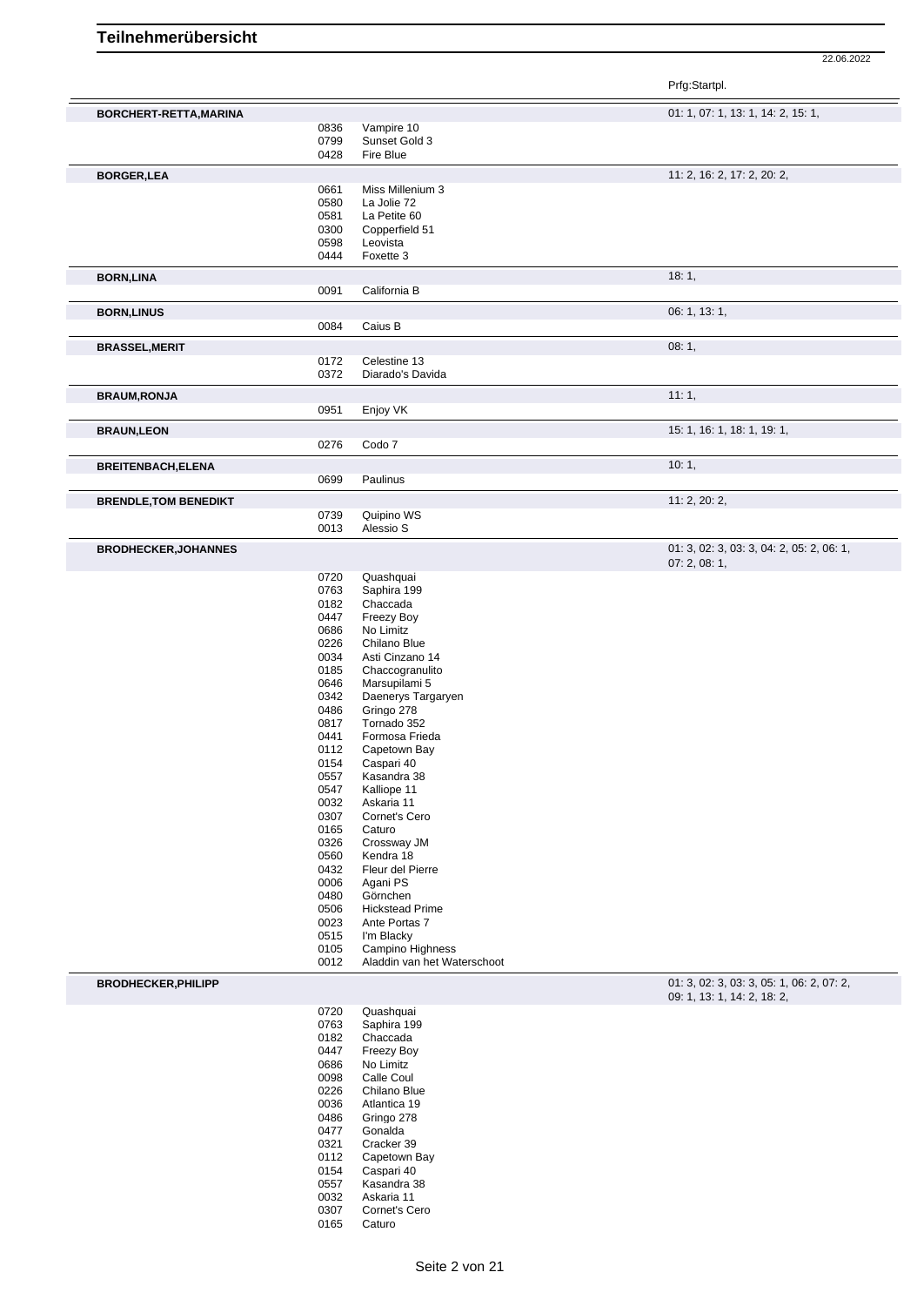# Teilnehmerübersicht

22.06.2022

| Teilnehmer | Nr. | Pferd | Prfg:Startpl. |
|---|---|---|---|
| **BORCHERT-RETTA,MARINA** | | | 01: 1, 07: 1, 13: 1, 14: 2, 15: 1, |
| | 0836 | Vampire 10 | |
| | 0799 | Sunset Gold 3 | |
| | 0428 | Fire Blue | |
| **BORGER,LEA** | | | 11: 2, 16: 2, 17: 2, 20: 2, |
| | 0661 | Miss Millenium 3 | |
| | 0580 | La Jolie 72 | |
| | 0581 | La Petite 60 | |
| | 0300 | Copperfield 51 | |
| | 0598 | Leovista | |
| | 0444 | Foxette 3 | |
| **BORN,LINA** | | | 18: 1, |
| | 0091 | California B | |
| **BORN,LINUS** | | | 06: 1, 13: 1, |
| | 0084 | Caius B | |
| **BRASSEL,MERIT** | | | 08: 1, |
| | 0172 | Celestine 13 | |
| | 0372 | Diarado's Davida | |
| **BRAUM,RONJA** | | | 11: 1, |
| | 0951 | Enjoy VK | |
| **BRAUN,LEON** | | | 15: 1, 16: 1, 18: 1, 19: 1, |
| | 0276 | Codo 7 | |
| **BREITENBACH,ELENA** | | | 10: 1, |
| | 0699 | Paulinus | |
| **BRENDLE,TOM BENEDIKT** | | | 11: 2, 20: 2, |
| | 0739 | Quipino WS | |
| | 0013 | Alessio S | |
| **BRODHECKER,JOHANNES** | | | 01: 3, 02: 3, 03: 3, 04: 2, 05: 2, 06: 1, 07: 2, 08: 1, |
| | 0720 | Quashquai | |
| | 0763 | Saphira 199 | |
| | 0182 | Chaccada | |
| | 0447 | Freezy Boy | |
| | 0686 | No Limitz | |
| | 0226 | Chilano Blue | |
| | 0034 | Asti Cinzano 14 | |
| | 0185 | Chaccogranulito | |
| | 0646 | Marsupilami 5 | |
| | 0342 | Daenerys Targaryen | |
| | 0486 | Gringo 278 | |
| | 0817 | Tornado 352 | |
| | 0441 | Formosa Frieda | |
| | 0112 | Capetown Bay | |
| | 0154 | Caspari 40 | |
| | 0557 | Kasandra 38 | |
| | 0547 | Kalliope 11 | |
| | 0032 | Askaria 11 | |
| | 0307 | Cornet's Cero | |
| | 0165 | Caturo | |
| | 0326 | Crossway JM | |
| | 0560 | Kendra 18 | |
| | 0432 | Fleur del Pierre | |
| | 0006 | Agani PS | |
| | 0480 | Görnchen | |
| | 0506 | Hickstead Prime | |
| | 0023 | Ante Portas 7 | |
| | 0515 | I'm Blacky | |
| | 0105 | Campino Highness | |
| | 0012 | Aladdin van het Waterschoot | |
| **BRODHECKER,PHILIPP** | | | 01: 3, 02: 3, 03: 3, 05: 1, 06: 2, 07: 2, 09: 1, 13: 1, 14: 2, 18: 2, |
| | 0720 | Quashquai | |
| | 0763 | Saphira 199 | |
| | 0182 | Chaccada | |
| | 0447 | Freezy Boy | |
| | 0686 | No Limitz | |
| | 0098 | Calle Coul | |
| | 0226 | Chilano Blue | |
| | 0036 | Atlantica 19 | |
| | 0486 | Gringo 278 | |
| | 0477 | Gonalda | |
| | 0321 | Cracker 39 | |
| | 0112 | Capetown Bay | |
| | 0154 | Caspari 40 | |
| | 0557 | Kasandra 38 | |
| | 0032 | Askaria 11 | |
| | 0307 | Cornet's Cero | |
| | 0165 | Caturo | |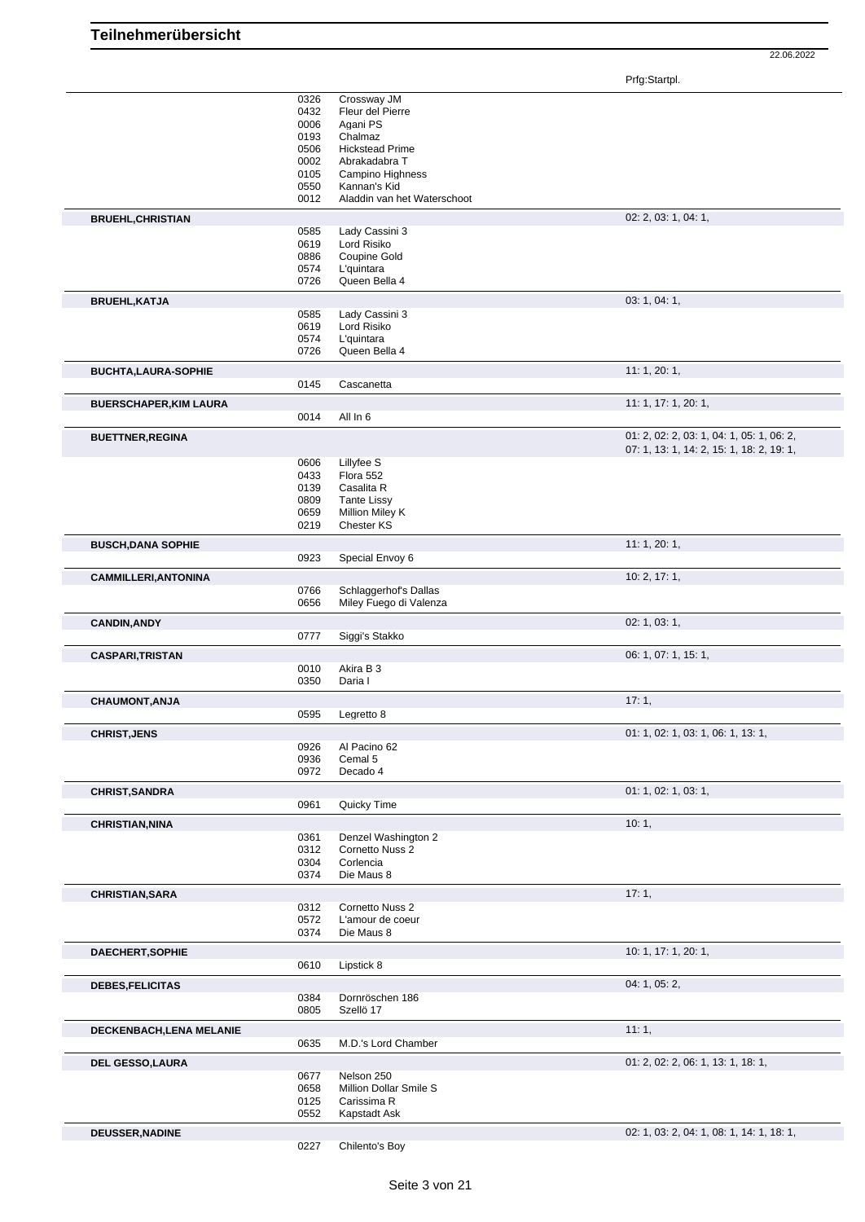# Teilnehmerübersicht

22.06.2022

| Name | Nr. | Pferd | Prfg:Startpl. |
|---|---|---|---|
| | 0326 | Crossway JM | |
| | 0432 | Fleur del Pierre | |
| | 0006 | Agani PS | |
| | 0193 | Chalmaz | |
| | 0506 | Hickstead Prime | |
| | 0002 | Abrakadabra T | |
| | 0105 | Campino Highness | |
| | 0550 | Kannan's Kid | |
| | 0012 | Aladdin van het Waterschoot | |
| **BRUEHL,CHRISTIAN** | | | 02: 2, 03: 1, 04: 1, |
| | 0585 | Lady Cassini 3 | |
| | 0619 | Lord Risiko | |
| | 0886 | Coupine Gold | |
| | 0574 | L'quintara | |
| | 0726 | Queen Bella 4 | |
| **BRUEHL,KATJA** | | | 03: 1, 04: 1, |
| | 0585 | Lady Cassini 3 | |
| | 0619 | Lord Risiko | |
| | 0574 | L'quintara | |
| | 0726 | Queen Bella 4 | |
| **BUCHTA,LAURA-SOPHIE** | | | 11: 1, 20: 1, |
| | 0145 | Cascanetta | |
| **BUERSCHAPER,KIM LAURA** | | | 11: 1, 17: 1, 20: 1, |
| | 0014 | All In 6 | |
| **BUETTNER,REGINA** | | | 01: 2, 02: 2, 03: 1, 04: 1, 05: 1, 06: 2, 07: 1, 13: 1, 14: 2, 15: 1, 18: 2, 19: 1, |
| | 0606 | Lillyfee S | |
| | 0433 | Flora 552 | |
| | 0139 | Casalita R | |
| | 0809 | Tante Lissy | |
| | 0659 | Million Miley K | |
| | 0219 | Chester KS | |
| **BUSCH,DANA SOPHIE** | | | 11: 1, 20: 1, |
| | 0923 | Special Envoy 6 | |
| **CAMMILLERI,ANTONINA** | | | 10: 2, 17: 1, |
| | 0766 | Schlaggerhof's Dallas | |
| | 0656 | Miley Fuego di Valenza | |
| **CANDIN,ANDY** | | | 02: 1, 03: 1, |
| | 0777 | Siggi's Stakko | |
| **CASPARI,TRISTAN** | | | 06: 1, 07: 1, 15: 1, |
| | 0010 | Akira B 3 | |
| | 0350 | Daria I | |
| **CHAUMONT,ANJA** | | | 17: 1, |
| | 0595 | Legretto 8 | |
| **CHRIST,JENS** | | | 01: 1, 02: 1, 03: 1, 06: 1, 13: 1, |
| | 0926 | Al Pacino 62 | |
| | 0936 | Cemal 5 | |
| | 0972 | Decado 4 | |
| **CHRIST,SANDRA** | | | 01: 1, 02: 1, 03: 1, |
| | 0961 | Quicky Time | |
| **CHRISTIAN,NINA** | | | 10: 1, |
| | 0361 | Denzel Washington 2 | |
| | 0312 | Cornetto Nuss 2 | |
| | 0304 | Corlencia | |
| | 0374 | Die Maus 8 | |
| **CHRISTIAN,SARA** | | | 17: 1, |
| | 0312 | Cornetto Nuss 2 | |
| | 0572 | L'amour de coeur | |
| | 0374 | Die Maus 8 | |
| **DAECHERT,SOPHIE** | | | 10: 1, 17: 1, 20: 1, |
| | 0610 | Lipstick 8 | |
| **DEBES,FELICITAS** | | | 04: 1, 05: 2, |
| | 0384 | Dornröschen 186 | |
| | 0805 | Szellö 17 | |
| **DECKENBACH,LENA MELANIE** | | | 11: 1, |
| | 0635 | M.D.'s Lord Chamber | |
| **DEL GESSO,LAURA** | | | 01: 2, 02: 2, 06: 1, 13: 1, 18: 1, |
| | 0677 | Nelson 250 | |
| | 0658 | Million Dollar Smile S | |
| | 0125 | Carissima R | |
| | 0552 | Kapstadt Ask | |
| **DEUSSER,NADINE** | | | 02: 1, 03: 2, 04: 1, 08: 1, 14: 1, 18: 1, |
| | 0227 | Chilento's Boy | |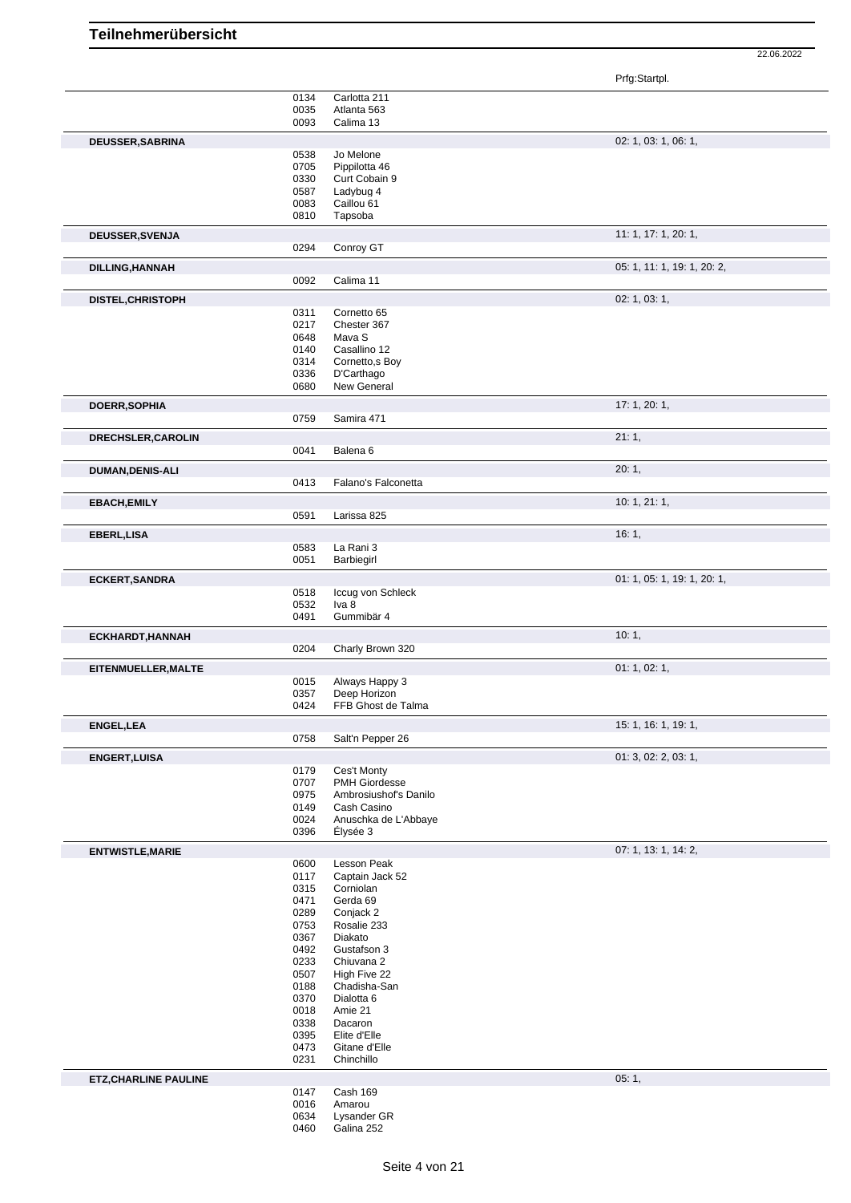# Teilnehmerübersicht

22.06.2022

| Teilnehmer | Nr. | Pferd | Prfg:Startpl. |
|---|---|---|---|
| | 0134 | Carlotta 211 | |
| | 0035 | Atlanta 563 | |
| | 0093 | Calima 13 | |
| **DEUSSER,SABRINA** | | | 02: 1, 03: 1, 06: 1, |
| | 0538 | Jo Melone | |
| | 0705 | Pippilotta 46 | |
| | 0330 | Curt Cobain 9 | |
| | 0587 | Ladybug 4 | |
| | 0083 | Caillou 61 | |
| | 0810 | Tapsoba | |
| **DEUSSER,SVENJA** | | | 11: 1, 17: 1, 20: 1, |
| | 0294 | Conroy GT | |
| **DILLING,HANNAH** | | | 05: 1, 11: 1, 19: 1, 20: 2, |
| | 0092 | Calima 11 | |
| **DISTEL,CHRISTOPH** | | | 02: 1, 03: 1, |
| | 0311 | Cornetto 65 | |
| | 0217 | Chester 367 | |
| | 0648 | Mava S | |
| | 0140 | Casallino 12 | |
| | 0314 | Cornetto,s Boy | |
| | 0336 | D'Carthago | |
| | 0680 | New General | |
| **DOERR,SOPHIA** | | | 17: 1, 20: 1, |
| | 0759 | Samira 471 | |
| **DRECHSLER,CAROLIN** | | | 21: 1, |
| | 0041 | Balena 6 | |
| **DUMAN,DENIS-ALI** | | | 20: 1, |
| | 0413 | Falano's Falconetta | |
| **EBACH,EMILY** | | | 10: 1, 21: 1, |
| | 0591 | Larissa 825 | |
| **EBERL,LISA** | | | 16: 1, |
| | 0583 | La Rani 3 | |
| | 0051 | Barbiegirl | |
| **ECKERT,SANDRA** | | | 01: 1, 05: 1, 19: 1, 20: 1, |
| | 0518 | Iccug von Schleck | |
| | 0532 | Iva 8 | |
| | 0491 | Gummibär 4 | |
| **ECKHARDT,HANNAH** | | | 10: 1, |
| | 0204 | Charly Brown 320 | |
| **EITENMUELLER,MALTE** | | | 01: 1, 02: 1, |
| | 0015 | Always Happy 3 | |
| | 0357 | Deep Horizon | |
| | 0424 | FFB Ghost de Talma | |
| **ENGEL,LEA** | | | 15: 1, 16: 1, 19: 1, |
| | 0758 | Salt'n Pepper 26 | |
| **ENGERT,LUISA** | | | 01: 3, 02: 2, 03: 1, |
| | 0179 | Ces't Monty | |
| | 0707 | PMH Giordesse | |
| | 0975 | Ambrosiushof's Danilo | |
| | 0149 | Cash Casino | |
| | 0024 | Anuschka de L'Abbaye | |
| | 0396 | Élysée 3 | |
| **ENTWISTLE,MARIE** | | | 07: 1, 13: 1, 14: 2, |
| | 0600 | Lesson Peak | |
| | 0117 | Captain Jack 52 | |
| | 0315 | Corniolan | |
| | 0471 | Gerda 69 | |
| | 0289 | Conjack 2 | |
| | 0753 | Rosalie 233 | |
| | 0367 | Diakato | |
| | 0492 | Gustafson 3 | |
| | 0233 | Chiuvana 2 | |
| | 0507 | High Five 22 | |
| | 0188 | Chadisha-San | |
| | 0370 | Dialotta 6 | |
| | 0018 | Amie 21 | |
| | 0338 | Dacaron | |
| | 0395 | Elite d'Elle | |
| | 0473 | Gitane d'Elle | |
| | 0231 | Chinchillo | |
| **ETZ,CHARLINE PAULINE** | | | 05: 1, |
| | 0147 | Cash 169 | |
| | 0016 | Amarou | |
| | 0634 | Lysander GR | |
| | 0460 | Galina 252 | |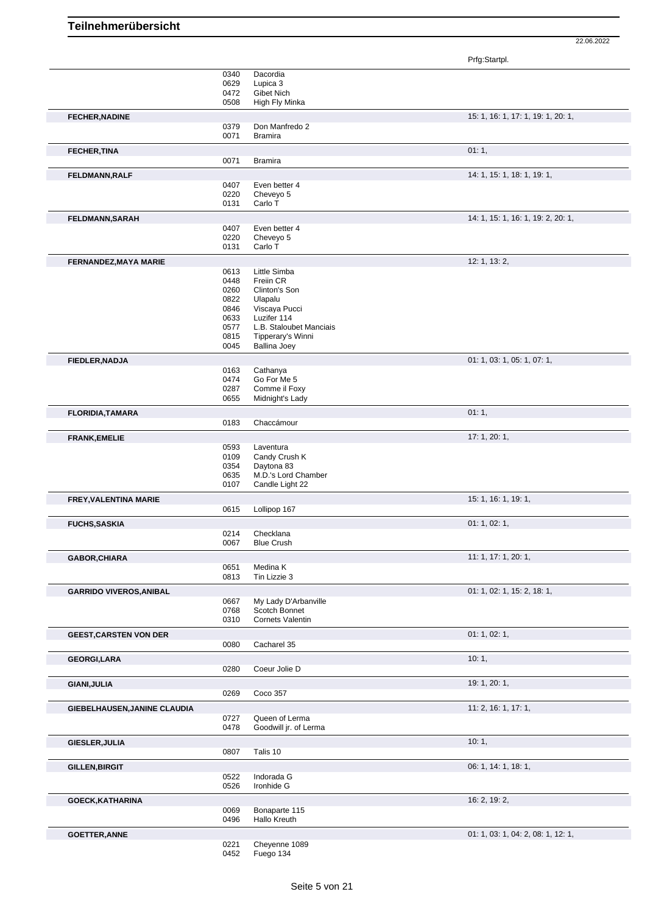# Teilnehmerübersicht

22.06.2022

| | | | Prfg:Startpl. |
|---|---|---|---|
| | 0340 | Dacordia | |
| | 0629 | Lupica 3 | |
| | 0472 | Gibet Nich | |
| | 0508 | High Fly Minka | |
| **FECHER,NADINE** | | | 15: 1, 16: 1, 17: 1, 19: 1, 20: 1, |
| | 0379 | Don Manfredo 2 | |
| | 0071 | Bramira | |
| **FECHER,TINA** | | | 01: 1, |
| | 0071 | Bramira | |
| **FELDMANN,RALF** | | | 14: 1, 15: 1, 18: 1, 19: 1, |
| | 0407 | Even better 4 | |
| | 0220 | Cheveyo 5 | |
| | 0131 | Carlo T | |
| **FELDMANN,SARAH** | | | 14: 1, 15: 1, 16: 1, 19: 2, 20: 1, |
| | 0407 | Even better 4 | |
| | 0220 | Cheveyo 5 | |
| | 0131 | Carlo T | |
| **FERNANDEZ,MAYA MARIE** | | | 12: 1, 13: 2, |
| | 0613 | Little Simba | |
| | 0448 | Freiin CR | |
| | 0260 | Clinton's Son | |
| | 0822 | Ulapalu | |
| | 0846 | Viscaya Pucci | |
| | 0633 | Luzifer 114 | |
| | 0577 | L.B. Staloubet Manciais | |
| | 0815 | Tipperary's Winni | |
| | 0045 | Ballina Joey | |
| **FIEDLER,NADJA** | | | 01: 1, 03: 1, 05: 1, 07: 1, |
| | 0163 | Cathanya | |
| | 0474 | Go For Me 5 | |
| | 0287 | Comme il Foxy | |
| | 0655 | Midnight's Lady | |
| **FLORIDIA,TAMARA** | | | 01: 1, |
| | 0183 | Chaccámour | |
| **FRANK,EMELIE** | | | 17: 1, 20: 1, |
| | 0593 | Laventura | |
| | 0109 | Candy Crush K | |
| | 0354 | Daytona 83 | |
| | 0635 | M.D.'s Lord Chamber | |
| | 0107 | Candle Light 22 | |
| **FREY,VALENTINA MARIE** | | | 15: 1, 16: 1, 19: 1, |
| | 0615 | Lollipop 167 | |
| **FUCHS,SASKIA** | | | 01: 1, 02: 1, |
| | 0214 | Checklana | |
| | 0067 | Blue Crush | |
| **GABOR,CHIARA** | | | 11: 1, 17: 1, 20: 1, |
| | 0651 | Medina K | |
| | 0813 | Tin Lizzie 3 | |
| **GARRIDO VIVEROS,ANIBAL** | | | 01: 1, 02: 1, 15: 2, 18: 1, |
| | 0667 | My Lady D'Arbanville | |
| | 0768 | Scotch Bonnet | |
| | 0310 | Cornets Valentin | |
| **GEEST,CARSTEN VON DER** | | | 01: 1, 02: 1, |
| | 0080 | Cacharel 35 | |
| **GEORGI,LARA** | | | 10: 1, |
| | 0280 | Coeur Jolie D | |
| **GIANI,JULIA** | | | 19: 1, 20: 1, |
| | 0269 | Coco 357 | |
| **GIEBELHAUSEN,JANINE CLAUDIA** | | | 11: 2, 16: 1, 17: 1, |
| | 0727 | Queen of Lerma | |
| | 0478 | Goodwill jr. of Lerma | |
| **GIESLER,JULIA** | | | 10: 1, |
| | 0807 | Talis 10 | |
| **GILLEN,BIRGIT** | | | 06: 1, 14: 1, 18: 1, |
| | 0522 | Indorada G | |
| | 0526 | Ironhide G | |
| **GOECK,KATHARINA** | | | 16: 2, 19: 2, |
| | 0069 | Bonaparte 115 | |
| | 0496 | Hallo Kreuth | |
| **GOETTER,ANNE** | | | 01: 1, 03: 1, 04: 2, 08: 1, 12: 1, |
| | 0221 | Cheyenne 1089 | |
| | 0452 | Fuego 134 | |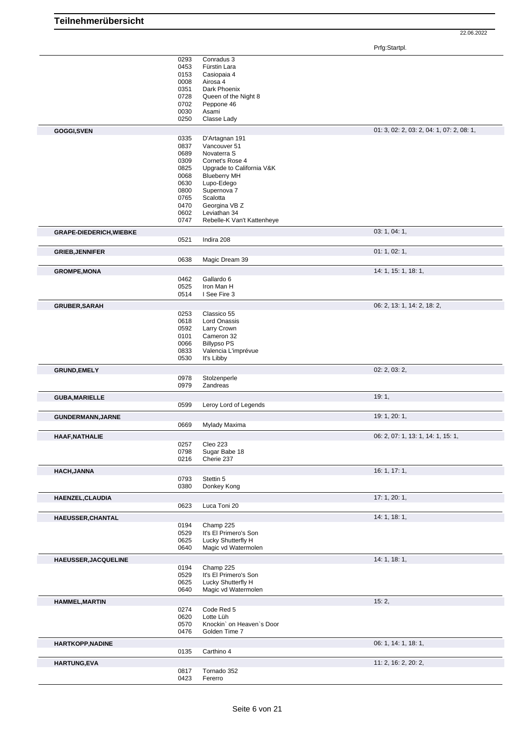# Teilnehmerübersicht

22.06.2022

| Name | Nr. | Pferd | Prfg:Startpl. |
|---|---|---|---|
| | 0293 | Conradus 3 | |
| | 0453 | Fürstin Lara | |
| | 0153 | Casiopaia 4 | |
| | 0008 | Airosa 4 | |
| | 0351 | Dark Phoenix | |
| | 0728 | Queen of the Night 8 | |
| | 0702 | Peppone 46 | |
| | 0030 | Asami | |
| | 0250 | Classe Lady | |
| **GOGGI,SVEN** | | | 01: 3, 02: 2, 03: 2, 04: 1, 07: 2, 08: 1, |
| | 0335 | D'Artagnan 191 | |
| | 0837 | Vancouver 51 | |
| | 0689 | Novaterra S | |
| | 0309 | Cornet's Rose 4 | |
| | 0825 | Upgrade to California V&K | |
| | 0068 | Blueberry MH | |
| | 0630 | Lupo-Edego | |
| | 0800 | Supernova 7 | |
| | 0765 | Scalotta | |
| | 0470 | Georgina VB Z | |
| | 0602 | Leviathan 34 | |
| | 0747 | Rebelle-K Van't Kattenheye | |
| **GRAPE-DIEDERICH,WIEBKE** | | | 03: 1, 04: 1, |
| | 0521 | Indira 208 | |
| **GRIEB,JENNIFER** | | | 01: 1, 02: 1, |
| | 0638 | Magic Dream 39 | |
| **GROMPE,MONA** | | | 14: 1, 15: 1, 18: 1, |
| | 0462 | Gallardo 6 | |
| | 0525 | Iron Man H | |
| | 0514 | I See Fire 3 | |
| **GRUBER,SARAH** | | | 06: 2, 13: 1, 14: 2, 18: 2, |
| | 0253 | Classico 55 | |
| | 0618 | Lord Onassis | |
| | 0592 | Larry Crown | |
| | 0101 | Cameron 32 | |
| | 0066 | Billypso PS | |
| | 0833 | Valencia L'imprévue | |
| | 0530 | It's Libby | |
| **GRUND,EMELY** | | | 02: 2, 03: 2, |
| | 0978 | Stolzenperle | |
| | 0979 | Zandreas | |
| **GUBA,MARIELLE** | | | 19: 1, |
| | 0599 | Leroy Lord of Legends | |
| **GUNDERMANN,JARNE** | | | 19: 1, 20: 1, |
| | 0669 | Mylady Maxima | |
| **HAAF,NATHALIE** | | | 06: 2, 07: 1, 13: 1, 14: 1, 15: 1, |
| | 0257 | Cleo 223 | |
| | 0798 | Sugar Babe 18 | |
| | 0216 | Cherie 237 | |
| **HACH,JANNA** | | | 16: 1, 17: 1, |
| | 0793 | Stettin 5 | |
| | 0380 | Donkey Kong | |
| **HAENZEL,CLAUDIA** | | | 17: 1, 20: 1, |
| | 0623 | Luca Toni 20 | |
| **HAEUSSER,CHANTAL** | | | 14: 1, 18: 1, |
| | 0194 | Champ 225 | |
| | 0529 | It's El Primero's Son | |
| | 0625 | Lucky Shutterfly H | |
| | 0640 | Magic vd Watermolen | |
| **HAEUSSER,JACQUELINE** | | | 14: 1, 18: 1, |
| | 0194 | Champ 225 | |
| | 0529 | It's El Primero's Son | |
| | 0625 | Lucky Shutterfly H | |
| | 0640 | Magic vd Watermolen | |
| **HAMMEL,MARTIN** | | | 15: 2, |
| | 0274 | Code Red 5 | |
| | 0620 | Lotte Lüh | |
| | 0570 | Knockin` on Heaven`s Door | |
| | 0476 | Golden Time 7 | |
| **HARTKOPP,NADINE** | | | 06: 1, 14: 1, 18: 1, |
| | 0135 | Carthino 4 | |
| **HARTUNG,EVA** | | | 11: 2, 16: 2, 20: 2, |
| | 0817 | Tornado 352 | |
| | 0423 | Fererro | |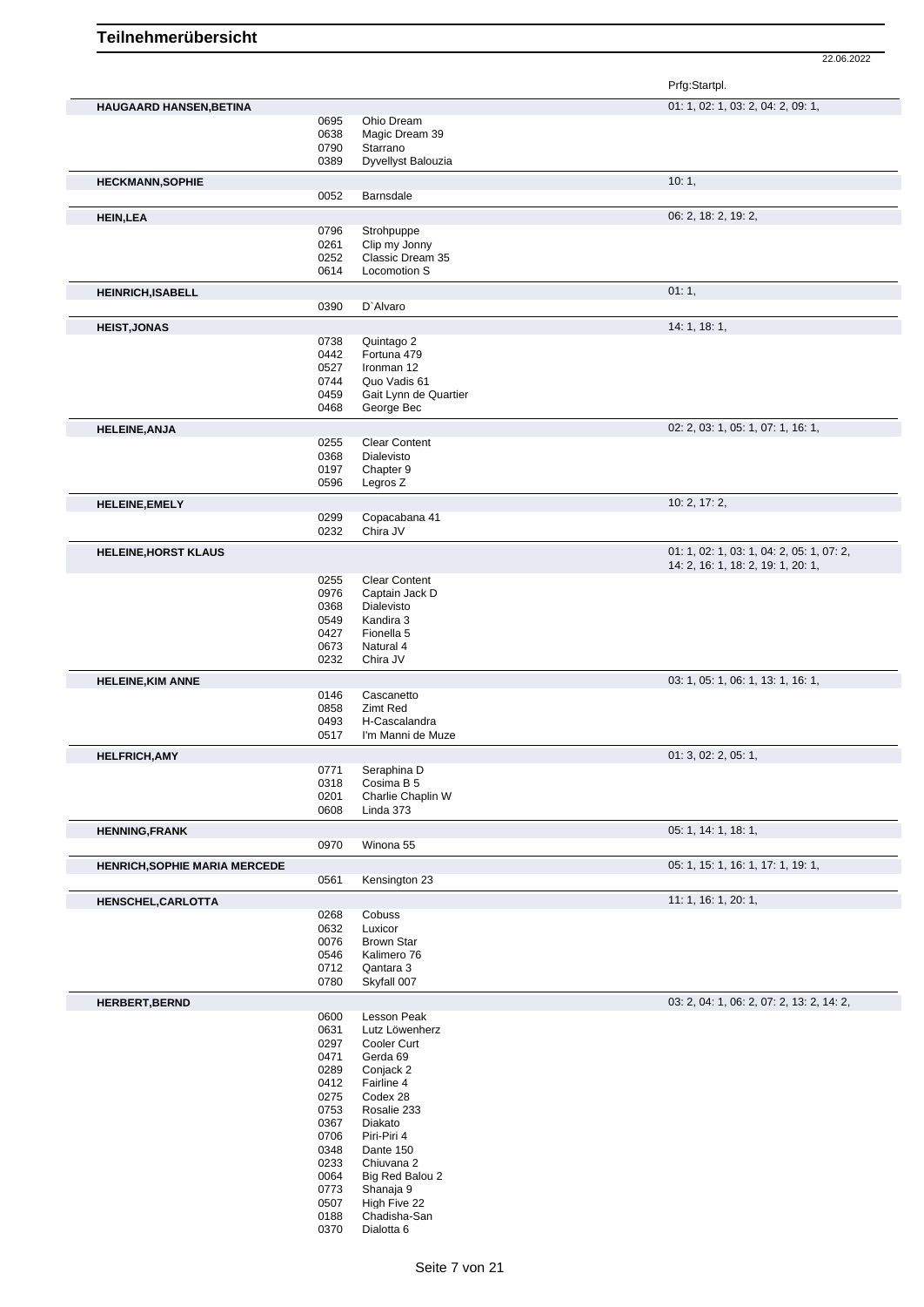# Teilnehmerübersicht

22.06.2022

| Name | Nr. | Pferd | Prfg:Startpl. |
|---|---|---|---|
| **HAUGAARD HANSEN,BETINA** | | | 01: 1, 02: 1, 03: 2, 04: 2, 09: 1, |
| | 0695 | Ohio Dream | |
| | 0638 | Magic Dream 39 | |
| | 0790 | Starrano | |
| | 0389 | Dyvellyst Balouzia | |
| **HECKMANN,SOPHIE** | | | 10: 1, |
| | 0052 | Barnsdale | |
| **HEIN,LEA** | | | 06: 2, 18: 2, 19: 2, |
| | 0796 | Strohpuppe | |
| | 0261 | Clip my Jonny | |
| | 0252 | Classic Dream 35 | |
| | 0614 | Locomotion S | |
| **HEINRICH,ISABELL** | | | 01: 1, |
| | 0390 | D`Alvaro | |
| **HEIST,JONAS** | | | 14: 1, 18: 1, |
| | 0738 | Quintago 2 | |
| | 0442 | Fortuna 479 | |
| | 0527 | Ironman 12 | |
| | 0744 | Quo Vadis 61 | |
| | 0459 | Gait Lynn de Quartier | |
| | 0468 | George Bec | |
| **HELEINE,ANJA** | | | 02: 2, 03: 1, 05: 1, 07: 1, 16: 1, |
| | 0255 | Clear Content | |
| | 0368 | Dialevisto | |
| | 0197 | Chapter 9 | |
| | 0596 | Legros Z | |
| **HELEINE,EMELY** | | | 10: 2, 17: 2, |
| | 0299 | Copacabana 41 | |
| | 0232 | Chira JV | |
| **HELEINE,HORST KLAUS** | | | 01: 1, 02: 1, 03: 1, 04: 2, 05: 1, 07: 2, 14: 2, 16: 1, 18: 2, 19: 1, 20: 1, |
| | 0255 | Clear Content | |
| | 0976 | Captain Jack D | |
| | 0368 | Dialevisto | |
| | 0549 | Kandira 3 | |
| | 0427 | Fionella 5 | |
| | 0673 | Natural 4 | |
| | 0232 | Chira JV | |
| **HELEINE,KIM ANNE** | | | 03: 1, 05: 1, 06: 1, 13: 1, 16: 1, |
| | 0146 | Cascanetto | |
| | 0858 | Zimt Red | |
| | 0493 | H-Cascalandra | |
| | 0517 | I'm Manni de Muze | |
| **HELFRICH,AMY** | | | 01: 3, 02: 2, 05: 1, |
| | 0771 | Seraphina D | |
| | 0318 | Cosima B 5 | |
| | 0201 | Charlie Chaplin W | |
| | 0608 | Linda 373 | |
| **HENNING,FRANK** | | | 05: 1, 14: 1, 18: 1, |
| | 0970 | Winona 55 | |
| **HENRICH,SOPHIE MARIA MERCEDE** | | | 05: 1, 15: 1, 16: 1, 17: 1, 19: 1, |
| | 0561 | Kensington 23 | |
| **HENSCHEL,CARLOTTA** | | | 11: 1, 16: 1, 20: 1, |
| | 0268 | Cobuss | |
| | 0632 | Luxicor | |
| | 0076 | Brown Star | |
| | 0546 | Kalimero 76 | |
| | 0712 | Qantara 3 | |
| | 0780 | Skyfall 007 | |
| **HERBERT,BERND** | | | 03: 2, 04: 1, 06: 2, 07: 2, 13: 2, 14: 2, |
| | 0600 | Lesson Peak | |
| | 0631 | Lutz Löwenherz | |
| | 0297 | Cooler Curt | |
| | 0471 | Gerda 69 | |
| | 0289 | Conjack 2 | |
| | 0412 | Fairline 4 | |
| | 0275 | Codex 28 | |
| | 0753 | Rosalie 233 | |
| | 0367 | Diakato | |
| | 0706 | Piri-Piri 4 | |
| | 0348 | Dante 150 | |
| | 0233 | Chiuvana 2 | |
| | 0064 | Big Red Balou 2 | |
| | 0773 | Shanaja 9 | |
| | 0507 | High Five 22 | |
| | 0188 | Chadisha-San | |
| | 0370 | Dialotta 6 | |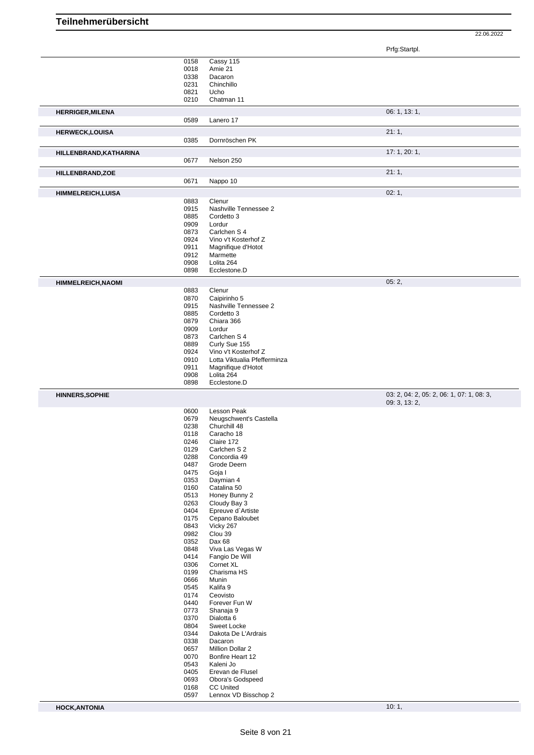# Teilnehmerübersicht

22.06.2022

| Teilnehmer | Nr. | Pferd | Prfg:Startpl. |
|---|---|---|---|
| | 0158 | Cassy 115 | |
| | 0018 | Amie 21 | |
| | 0338 | Dacaron | |
| | 0231 | Chinchillo | |
| | 0821 | Ucho | |
| | 0210 | Chatman 11 | |
| **HERRIGER,MILENA** | | | 06: 1, 13: 1, |
| | 0589 | Lanero 17 | |
| **HERWECK,LOUISA** | | | 21: 1, |
| | 0385 | Dornröschen PK | |
| **HILLENBRAND,KATHARINA** | | | 17: 1, 20: 1, |
| | 0677 | Nelson 250 | |
| **HILLENBRAND,ZOE** | | | 21: 1, |
| | 0671 | Nappo 10 | |
| **HIMMELREICH,LUISA** | | | 02: 1, |
| | 0883 | Clenur | |
| | 0915 | Nashville Tennessee 2 | |
| | 0885 | Cordetto 3 | |
| | 0909 | Lordur | |
| | 0873 | Carlchen S 4 | |
| | 0924 | Vino v't Kosterhof Z | |
| | 0911 | Magnifique d'Hotot | |
| | 0912 | Marmette | |
| | 0908 | Lolita 264 | |
| | 0898 | Ecclestone.D | |
| **HIMMELREICH,NAOMI** | | | 05: 2, |
| | 0883 | Clenur | |
| | 0870 | Caipirinho 5 | |
| | 0915 | Nashville Tennessee 2 | |
| | 0885 | Cordetto 3 | |
| | 0879 | Chiara 366 | |
| | 0909 | Lordur | |
| | 0873 | Carlchen S 4 | |
| | 0889 | Curly Sue 155 | |
| | 0924 | Vino v't Kosterhof Z | |
| | 0910 | Lotta Viktualia Pfefferminza | |
| | 0911 | Magnifique d'Hotot | |
| | 0908 | Lolita 264 | |
| | 0898 | Ecclestone.D | |
| **HINNERS,SOPHIE** | | | 03: 2, 04: 2, 05: 2, 06: 1, 07: 1, 08: 3, 09: 3, 13: 2, |
| | 0600 | Lesson Peak | |
| | 0679 | Neugschwent's Castella | |
| | 0238 | Churchill 48 | |
| | 0118 | Caracho 18 | |
| | 0246 | Claire 172 | |
| | 0129 | Carlchen S 2 | |
| | 0288 | Concordia 49 | |
| | 0487 | Grode Deern | |
| | 0475 | Goja I | |
| | 0353 | Daymian 4 | |
| | 0160 | Catalina 50 | |
| | 0513 | Honey Bunny 2 | |
| | 0263 | Cloudy Bay 3 | |
| | 0404 | Epreuve d`Artiste | |
| | 0175 | Cepano Baloubet | |
| | 0843 | Vicky 267 | |
| | 0982 | Clou 39 | |
| | 0352 | Dax 68 | |
| | 0848 | Viva Las Vegas W | |
| | 0414 | Fangio De Will | |
| | 0306 | Cornet XL | |
| | 0199 | Charisma HS | |
| | 0666 | Munin | |
| | 0545 | Kalifa 9 | |
| | 0174 | Ceovisto | |
| | 0440 | Forever Fun W | |
| | 0773 | Shanaja 9 | |
| | 0370 | Dialotta 6 | |
| | 0804 | Sweet Locke | |
| | 0344 | Dakota De L'Ardrais | |
| | 0338 | Dacaron | |
| | 0657 | Million Dollar 2 | |
| | 0070 | Bonfire Heart 12 | |
| | 0543 | Kaleni Jo | |
| | 0405 | Erevan de Flusel | |
| | 0693 | Obora's Godspeed | |
| | 0168 | CC United | |
| | 0597 | Lennox VD Bisschop 2 | |
| **HOCK,ANTONIA** | | | 10: 1, |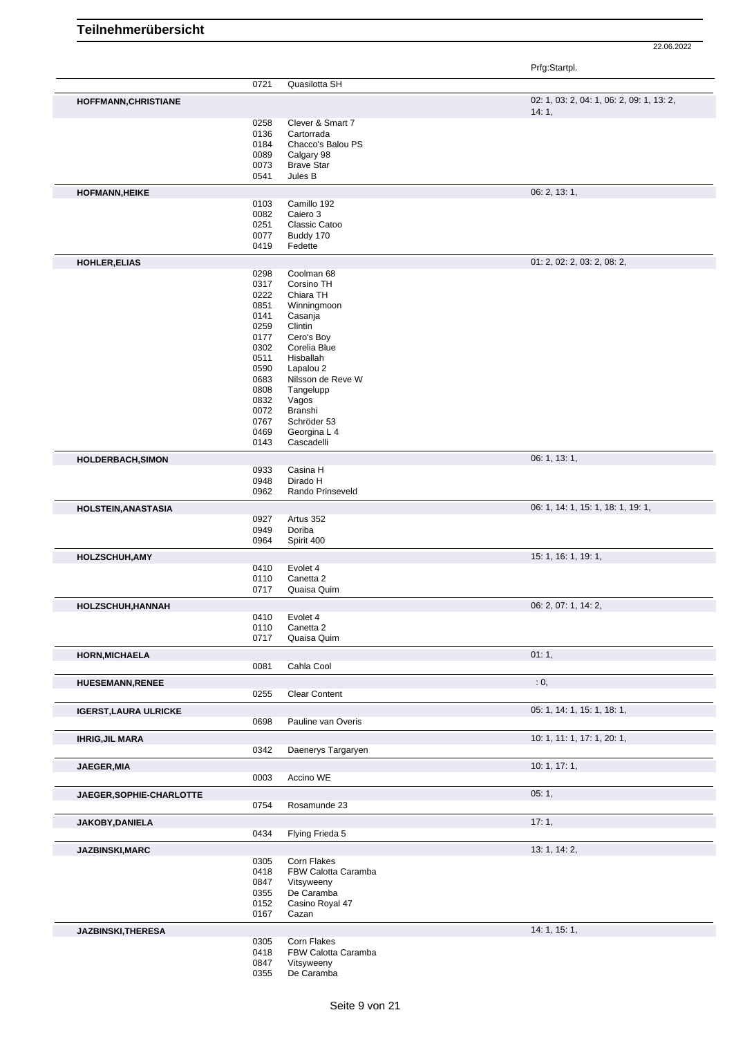# Teilnehmerübersicht

22.06.2022

| Name | Nr. | Pferd | Prfg:Startpl. |
|---|---|---|---|
| | 0721 | Quasilotta SH | |
| **HOFFMANN,CHRISTIANE** | | | 02: 1, 03: 2, 04: 1, 06: 2, 09: 1, 13: 2, 14: 1, |
| | 0258 | Clever & Smart 7 | |
| | 0136 | Cartorrada | |
| | 0184 | Chacco's Balou PS | |
| | 0089 | Calgary 98 | |
| | 0073 | Brave Star | |
| | 0541 | Jules B | |
| **HOFMANN,HEIKE** | | | 06: 2, 13: 1, |
| | 0103 | Camillo 192 | |
| | 0082 | Caiero 3 | |
| | 0251 | Classic Catoo | |
| | 0077 | Buddy 170 | |
| | 0419 | Fedette | |
| **HOHLER,ELIAS** | | | 01: 2, 02: 2, 03: 2, 08: 2, |
| | 0298 | Coolman 68 | |
| | 0317 | Corsino TH | |
| | 0222 | Chiara TH | |
| | 0851 | Winningmoon | |
| | 0141 | Casanja | |
| | 0259 | Clintin | |
| | 0177 | Cero's Boy | |
| | 0302 | Corelia Blue | |
| | 0511 | Hisballah | |
| | 0590 | Lapalou 2 | |
| | 0683 | Nilsson de Reve W | |
| | 0808 | Tangelupp | |
| | 0832 | Vagos | |
| | 0072 | Branshi | |
| | 0767 | Schröder 53 | |
| | 0469 | Georgina L 4 | |
| | 0143 | Cascadelli | |
| **HOLDERBACH,SIMON** | | | 06: 1, 13: 1, |
| | 0933 | Casina H | |
| | 0948 | Dirado H | |
| | 0962 | Rando Prinseveld | |
| **HOLSTEIN,ANASTASIA** | | | 06: 1, 14: 1, 15: 1, 18: 1, 19: 1, |
| | 0927 | Artus 352 | |
| | 0949 | Doriba | |
| | 0964 | Spirit 400 | |
| **HOLZSCHUH,AMY** | | | 15: 1, 16: 1, 19: 1, |
| | 0410 | Evolet 4 | |
| | 0110 | Canetta 2 | |
| | 0717 | Quaisa Quim | |
| **HOLZSCHUH,HANNAH** | | | 06: 2, 07: 1, 14: 2, |
| | 0410 | Evolet 4 | |
| | 0110 | Canetta 2 | |
| | 0717 | Quaisa Quim | |
| **HORN,MICHAELA** | | | 01: 1, |
| | 0081 | Cahla Cool | |
| **HUESEMANN,RENEE** | | | : 0, |
| | 0255 | Clear Content | |
| **IGERST,LAURA ULRICKE** | | | 05: 1, 14: 1, 15: 1, 18: 1, |
| | 0698 | Pauline van Overis | |
| **IHRIG,JIL MARA** | | | 10: 1, 11: 1, 17: 1, 20: 1, |
| | 0342 | Daenerys Targaryen | |
| **JAEGER,MIA** | | | 10: 1, 17: 1, |
| | 0003 | Accino WE | |
| **JAEGER,SOPHIE-CHARLOTTE** | | | 05: 1, |
| | 0754 | Rosamunde 23 | |
| **JAKOBY,DANIELA** | | | 17: 1, |
| | 0434 | Flying Frieda 5 | |
| **JAZBINSKI,MARC** | | | 13: 1, 14: 2, |
| | 0305 | Corn Flakes | |
| | 0418 | FBW Calotta Caramba | |
| | 0847 | Vitsyweeny | |
| | 0355 | De Caramba | |
| | 0152 | Casino Royal 47 | |
| | 0167 | Cazan | |
| **JAZBINSKI,THERESA** | | | 14: 1, 15: 1, |
| | 0305 | Corn Flakes | |
| | 0418 | FBW Calotta Caramba | |
| | 0847 | Vitsyweeny | |
| | 0355 | De Caramba | |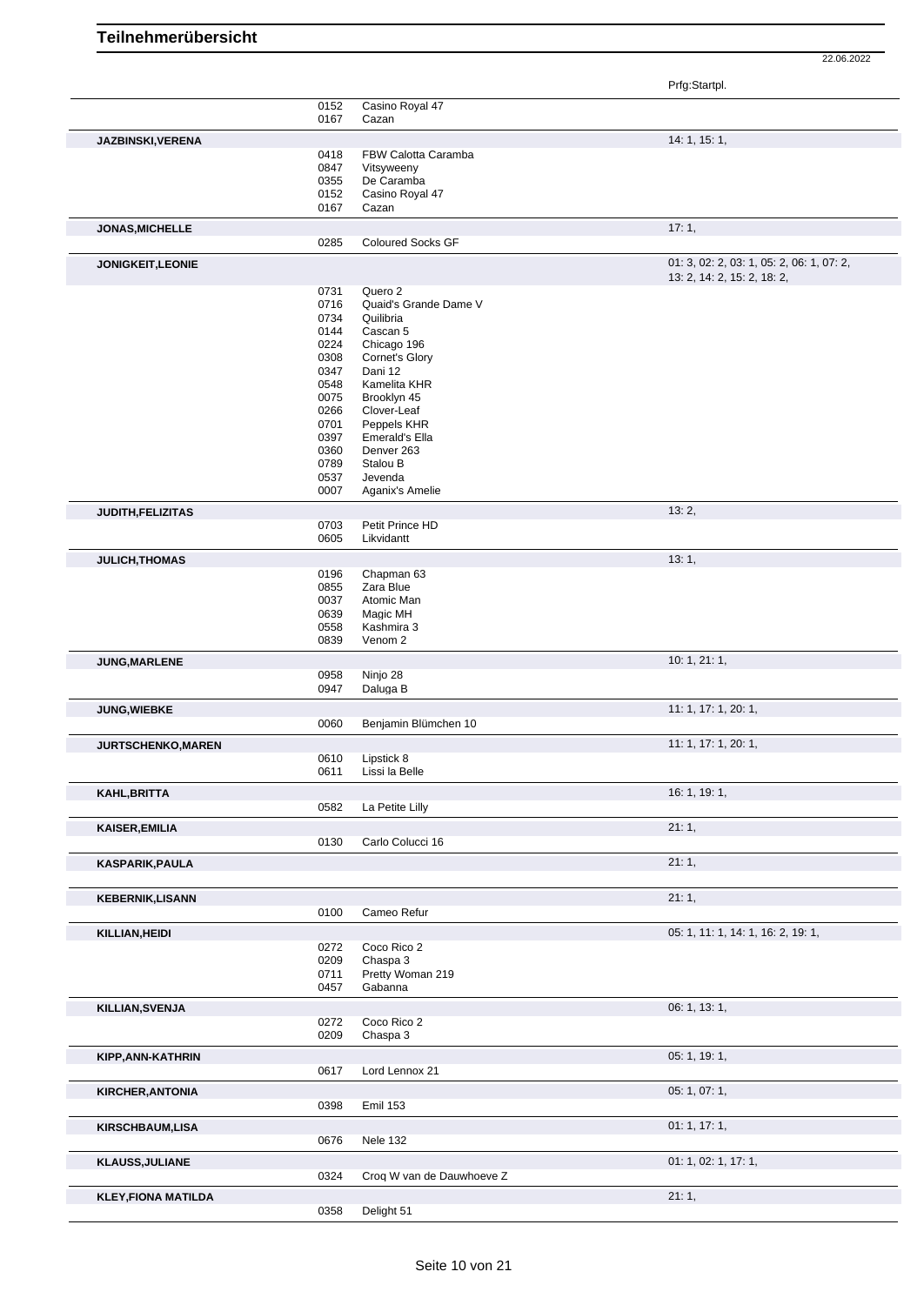# Teilnehmerübersicht

22.06.2022

| Name | Nr. | Pferd | Prfg:Startpl. |
|---|---|---|---|
| | 0152 | Casino Royal 47 | |
| | 0167 | Cazan | |
| **JAZBINSKI,VERENA** | | | 14: 1, 15: 1, |
| | 0418 | FBW Calotta Caramba | |
| | 0847 | Vitsyweeny | |
| | 0355 | De Caramba | |
| | 0152 | Casino Royal 47 | |
| | 0167 | Cazan | |
| **JONAS,MICHELLE** | | | 17: 1, |
| | 0285 | Coloured Socks GF | |
| **JONIGKEIT,LEONIE** | | | 01: 3, 02: 2, 03: 1, 05: 2, 06: 1, 07: 2, 13: 2, 14: 2, 15: 2, 18: 2, |
| | 0731 | Quero 2 | |
| | 0716 | Quaid's Grande Dame V | |
| | 0734 | Quilibria | |
| | 0144 | Cascan 5 | |
| | 0224 | Chicago 196 | |
| | 0308 | Cornet's Glory | |
| | 0347 | Dani 12 | |
| | 0548 | Kamelita KHR | |
| | 0075 | Brooklyn 45 | |
| | 0266 | Clover-Leaf | |
| | 0701 | Peppels KHR | |
| | 0397 | Emerald's Ella | |
| | 0360 | Denver 263 | |
| | 0789 | Stalou B | |
| | 0537 | Jevenda | |
| | 0007 | Aganix's Amelie | |
| **JUDITH,FELIZITAS** | | | 13: 2, |
| | 0703 | Petit Prince HD | |
| | 0605 | Likvidantt | |
| **JULICH,THOMAS** | | | 13: 1, |
| | 0196 | Chapman 63 | |
| | 0855 | Zara Blue | |
| | 0037 | Atomic Man | |
| | 0639 | Magic MH | |
| | 0558 | Kashmira 3 | |
| | 0839 | Venom 2 | |
| **JUNG,MARLENE** | | | 10: 1, 21: 1, |
| | 0958 | Ninjo 28 | |
| | 0947 | Daluga B | |
| **JUNG,WIEBKE** | | | 11: 1, 17: 1, 20: 1, |
| | 0060 | Benjamin Blümchen 10 | |
| **JURTSCHENKO,MAREN** | | | 11: 1, 17: 1, 20: 1, |
| | 0610 | Lipstick 8 | |
| | 0611 | Lissi la Belle | |
| **KAHL,BRITTA** | | | 16: 1, 19: 1, |
| | 0582 | La Petite Lilly | |
| **KAISER,EMILIA** | | | 21: 1, |
| | 0130 | Carlo Colucci 16 | |
| **KASPARIK,PAULA** | | | 21: 1, |
| **KEBERNIK,LISANN** | | | 21: 1, |
| | 0100 | Cameo Refur | |
| **KILLIAN,HEIDI** | | | 05: 1, 11: 1, 14: 1, 16: 2, 19: 1, |
| | 0272 | Coco Rico 2 | |
| | 0209 | Chaspa 3 | |
| | 0711 | Pretty Woman 219 | |
| | 0457 | Gabanna | |
| **KILLIAN,SVENJA** | | | 06: 1, 13: 1, |
| | 0272 | Coco Rico 2 | |
| | 0209 | Chaspa 3 | |
| **KIPP,ANN-KATHRIN** | | | 05: 1, 19: 1, |
| | 0617 | Lord Lennox 21 | |
| **KIRCHER,ANTONIA** | | | 05: 1, 07: 1, |
| | 0398 | Emil 153 | |
| **KIRSCHBAUM,LISA** | | | 01: 1, 17: 1, |
| | 0676 | Nele 132 | |
| **KLAUSS,JULIANE** | | | 01: 1, 02: 1, 17: 1, |
| | 0324 | Croq W van de Dauwhoeve Z | |
| **KLEY,FIONA MATILDA** | | | 21: 1, |
| | 0358 | Delight 51 | |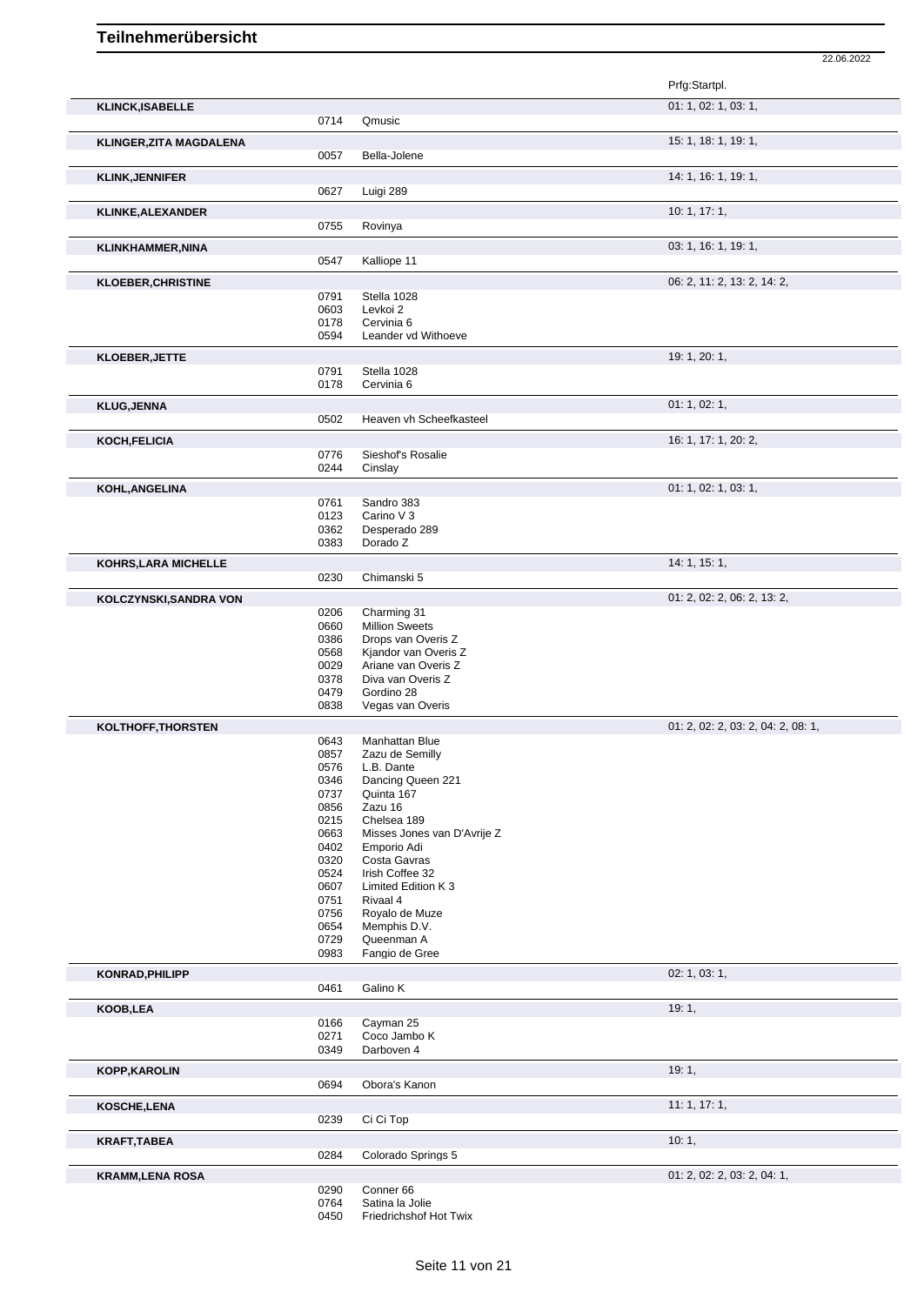# Teilnehmerübersicht

22.06.2022

| Teilnehmer | Nr. | Pferd | Prfg:Startpl. |
|---|---|---|---|
| **KLINCK,ISABELLE** | | | 01: 1, 02: 1, 03: 1, |
| | 0714 | Qmusic | |
| **KLINGER,ZITA MAGDALENA** | | | 15: 1, 18: 1, 19: 1, |
| | 0057 | Bella-Jolene | |
| **KLINK,JENNIFER** | | | 14: 1, 16: 1, 19: 1, |
| | 0627 | Luigi 289 | |
| **KLINKE,ALEXANDER** | | | 10: 1, 17: 1, |
| | 0755 | Rovinya | |
| **KLINKHAMMER,NINA** | | | 03: 1, 16: 1, 19: 1, |
| | 0547 | Kalliope 11 | |
| **KLOEBER,CHRISTINE** | | | 06: 2, 11: 2, 13: 2, 14: 2, |
| | 0791 | Stella 1028 | |
| | 0603 | Levkoi 2 | |
| | 0178 | Cervinia 6 | |
| | 0594 | Leander vd Withoeve | |
| **KLOEBER,JETTE** | | | 19: 1, 20: 1, |
| | 0791 | Stella 1028 | |
| | 0178 | Cervinia 6 | |
| **KLUG,JENNA** | | | 01: 1, 02: 1, |
| | 0502 | Heaven vh Scheefkasteel | |
| **KOCH,FELICIA** | | | 16: 1, 17: 1, 20: 2, |
| | 0776 | Sieshof's Rosalie | |
| | 0244 | Cinslay | |
| **KOHL,ANGELINA** | | | 01: 1, 02: 1, 03: 1, |
| | 0761 | Sandro 383 | |
| | 0123 | Carino V 3 | |
| | 0362 | Desperado 289 | |
| | 0383 | Dorado Z | |
| **KOHRS,LARA MICHELLE** | | | 14: 1, 15: 1, |
| | 0230 | Chimanski 5 | |
| **KOLCZYNSKI,SANDRA VON** | | | 01: 2, 02: 2, 06: 2, 13: 2, |
| | 0206 | Charming 31 | |
| | 0660 | Million Sweets | |
| | 0386 | Drops van Overis Z | |
| | 0568 | Kjandor van Overis Z | |
| | 0029 | Ariane van Overis Z | |
| | 0378 | Diva van Overis Z | |
| | 0479 | Gordino 28 | |
| | 0838 | Vegas van Overis | |
| **KOLTHOFF,THORSTEN** | | | 01: 2, 02: 2, 03: 2, 04: 2, 08: 1, |
| | 0643 | Manhattan Blue | |
| | 0857 | Zazu de Semilly | |
| | 0576 | L.B. Dante | |
| | 0346 | Dancing Queen 221 | |
| | 0737 | Quinta 167 | |
| | 0856 | Zazu 16 | |
| | 0215 | Chelsea 189 | |
| | 0663 | Misses Jones van D'Avrije Z | |
| | 0402 | Emporio Adi | |
| | 0320 | Costa Gavras | |
| | 0524 | Irish Coffee 32 | |
| | 0607 | Limited Edition K 3 | |
| | 0751 | Rivaal 4 | |
| | 0756 | Royalo de Muze | |
| | 0654 | Memphis D.V. | |
| | 0729 | Queenman A | |
| | 0983 | Fangio de Gree | |
| **KONRAD,PHILIPP** | | | 02: 1, 03: 1, |
| | 0461 | Galino K | |
| **KOOB,LEA** | | | 19: 1, |
| | 0166 | Cayman 25 | |
| | 0271 | Coco Jambo K | |
| | 0349 | Darboven 4 | |
| **KOPP,KAROLIN** | | | 19: 1, |
| | 0694 | Obora's Kanon | |
| **KOSCHE,LENA** | | | 11: 1, 17: 1, |
| | 0239 | Ci Ci Top | |
| **KRAFT,TABEA** | | | 10: 1, |
| | 0284 | Colorado Springs 5 | |
| **KRAMM,LENA ROSA** | | | 01: 2, 02: 2, 03: 2, 04: 1, |
| | 0290 | Conner 66 | |
| | 0764 | Satina la Jolie | |
| | 0450 | Friedrichshof Hot Twix | |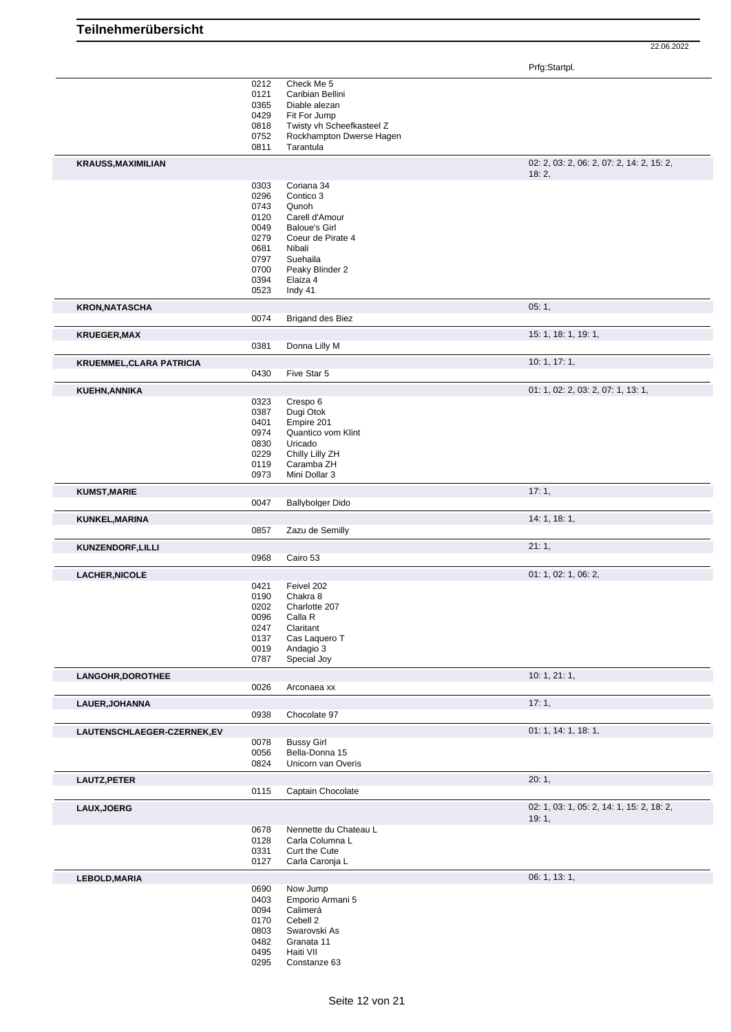# Teilnehmerübersicht

22.06.2022

Prfg:Startpl.

| | Nr. | Pferd | Prfg:Startpl. |
|---|---|---|---|
| | 0212 | Check Me 5 | |
| | 0121 | Caribian Bellini | |
| | 0365 | Diable alezan | |
| | 0429 | Fit For Jump | |
| | 0818 | Twisty vh Scheefkasteel Z | |
| | 0752 | Rockhampton Dwerse Hagen | |
| | 0811 | Tarantula | |
| **KRAUSS,MAXIMILIAN** | | | 02: 2, 03: 2, 06: 2, 07: 2, 14: 2, 15: 2, 18: 2, |
| | 0303 | Coriana 34 | |
| | 0296 | Contico 3 | |
| | 0743 | Qunoh | |
| | 0120 | Carell d'Amour | |
| | 0049 | Baloue's Girl | |
| | 0279 | Coeur de Pirate 4 | |
| | 0681 | Nibali | |
| | 0797 | Suehaila | |
| | 0700 | Peaky Blinder 2 | |
| | 0394 | Elaiza 4 | |
| | 0523 | Indy 41 | |
| **KRON,NATASCHA** | | | 05: 1, |
| | 0074 | Brigand des Biez | |
| **KRUEGER,MAX** | | | 15: 1, 18: 1, 19: 1, |
| | 0381 | Donna Lilly M | |
| **KRUEMMEL,CLARA PATRICIA** | | | 10: 1, 17: 1, |
| | 0430 | Five Star 5 | |
| **KUEHN,ANNIKA** | | | 01: 1, 02: 2, 03: 2, 07: 1, 13: 1, |
| | 0323 | Crespo 6 | |
| | 0387 | Dugi Otok | |
| | 0401 | Empire 201 | |
| | 0974 | Quantico vom Klint | |
| | 0830 | Uricado | |
| | 0229 | Chilly Lilly ZH | |
| | 0119 | Caramba ZH | |
| | 0973 | Mini Dollar 3 | |
| **KUMST,MARIE** | | | 17: 1, |
| | 0047 | Ballybolger Dido | |
| **KUNKEL,MARINA** | | | 14: 1, 18: 1, |
| | 0857 | Zazu de Semilly | |
| **KUNZENDORF,LILLI** | | | 21: 1, |
| | 0968 | Cairo 53 | |
| **LACHER,NICOLE** | | | 01: 1, 02: 1, 06: 2, |
| | 0421 | Feivel 202 | |
| | 0190 | Chakra 8 | |
| | 0202 | Charlotte 207 | |
| | 0096 | Calla R | |
| | 0247 | Claritant | |
| | 0137 | Cas Laquero T | |
| | 0019 | Andagio 3 | |
| | 0787 | Special Joy | |
| **LANGOHR,DOROTHEE** | | | 10: 1, 21: 1, |
| | 0026 | Arconaea xx | |
| **LAUER,JOHANNA** | | | 17: 1, |
| | 0938 | Chocolate 97 | |
| **LAUTENSCHLAEGER-CZERNEK,EV** | | | 01: 1, 14: 1, 18: 1, |
| | 0078 | Bussy Girl | |
| | 0056 | Bella-Donna 15 | |
| | 0824 | Unicorn van Overis | |
| **LAUTZ,PETER** | | | 20: 1, |
| | 0115 | Captain Chocolate | |
| **LAUX,JOERG** | | | 02: 1, 03: 1, 05: 2, 14: 1, 15: 2, 18: 2, 19: 1, |
| | 0678 | Nennette du Chateau L | |
| | 0128 | Carla Columna L | |
| | 0331 | Curt the Cute | |
| | 0127 | Carla Caronja L | |
| **LEBOLD,MARIA** | | | 06: 1, 13: 1, |
| | 0690 | Now Jump | |
| | 0403 | Emporio Armani 5 | |
| | 0094 | Calimerá | |
| | 0170 | Cebell 2 | |
| | 0803 | Swarovski As | |
| | 0482 | Granata 11 | |
| | 0495 | Haiti VII | |
| | 0295 | Constanze 63 | |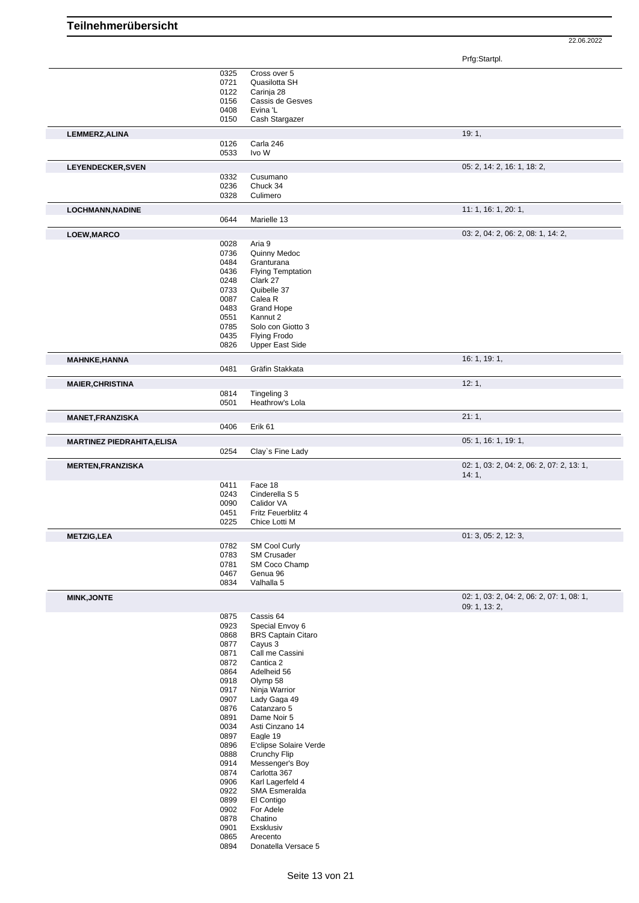# Teilnehmerübersicht

22.06.2022

| Name | Nr. | Pferd | Prfg:Startpl. |
|---|---|---|---|
| | 0325 | Cross over 5 | |
| | 0721 | Quasilotta SH | |
| | 0122 | Carinja 28 | |
| | 0156 | Cassis de Gesves | |
| | 0408 | Evina 'L | |
| | 0150 | Cash Stargazer | |
| **LEMMERZ,ALINA** | | | 19: 1, |
| | 0126 | Carla 246 | |
| | 0533 | Ivo W | |
| **LEYENDECKER,SVEN** | | | 05: 2, 14: 2, 16: 1, 18: 2, |
| | 0332 | Cusumano | |
| | 0236 | Chuck 34 | |
| | 0328 | Culimero | |
| **LOCHMANN,NADINE** | | | 11: 1, 16: 1, 20: 1, |
| | 0644 | Marielle 13 | |
| **LOEW,MARCO** | | | 03: 2, 04: 2, 06: 2, 08: 1, 14: 2, |
| | 0028 | Aria 9 | |
| | 0736 | Quinny Medoc | |
| | 0484 | Granturana | |
| | 0436 | Flying Temptation | |
| | 0248 | Clark 27 | |
| | 0733 | Quibelle 37 | |
| | 0087 | Calea R | |
| | 0483 | Grand Hope | |
| | 0551 | Kannut 2 | |
| | 0785 | Solo con Giotto 3 | |
| | 0435 | Flying Frodo | |
| | 0826 | Upper East Side | |
| **MAHNKE,HANNA** | | | 16: 1, 19: 1, |
| | 0481 | Gräfin Stakkata | |
| **MAIER,CHRISTINA** | | | 12: 1, |
| | 0814 | Tingeling 3 | |
| | 0501 | Heathrow's Lola | |
| **MANET,FRANZISKA** | | | 21: 1, |
| | 0406 | Erik 61 | |
| **MARTINEZ PIEDRAHITA,ELISA** | | | 05: 1, 16: 1, 19: 1, |
| | 0254 | Clay`s Fine Lady | |
| **MERTEN,FRANZISKA** | | | 02: 1, 03: 2, 04: 2, 06: 2, 07: 2, 13: 1, 14: 1, |
| | 0411 | Face 18 | |
| | 0243 | Cinderella S 5 | |
| | 0090 | Calidor VA | |
| | 0451 | Fritz Feuerblitz 4 | |
| | 0225 | Chice Lotti M | |
| **METZIG,LEA** | | | 01: 3, 05: 2, 12: 3, |
| | 0782 | SM Cool Curly | |
| | 0783 | SM Crusader | |
| | 0781 | SM Coco Champ | |
| | 0467 | Genua 96 | |
| | 0834 | Valhalla 5 | |
| **MINK,JONTE** | | | 02: 1, 03: 2, 04: 2, 06: 2, 07: 1, 08: 1, 09: 1, 13: 2, |
| | 0875 | Cassis 64 | |
| | 0923 | Special Envoy 6 | |
| | 0868 | BRS Captain Citaro | |
| | 0877 | Cayus 3 | |
| | 0871 | Call me Cassini | |
| | 0872 | Cantica 2 | |
| | 0864 | Adelheid 56 | |
| | 0918 | Olymp 58 | |
| | 0917 | Ninja Warrior | |
| | 0907 | Lady Gaga 49 | |
| | 0876 | Catanzaro 5 | |
| | 0891 | Dame Noir 5 | |
| | 0034 | Asti Cinzano 14 | |
| | 0897 | Eagle 19 | |
| | 0896 | E'clipse Solaire Verde | |
| | 0888 | Crunchy Flip | |
| | 0914 | Messenger's Boy | |
| | 0874 | Carlotta 367 | |
| | 0906 | Karl Lagerfeld 4 | |
| | 0922 | SMA Esmeralda | |
| | 0899 | El Contigo | |
| | 0902 | For Adele | |
| | 0878 | Chatino | |
| | 0901 | Exsklusiv | |
| | 0865 | Arecento | |
| | 0894 | Donatella Versace 5 | |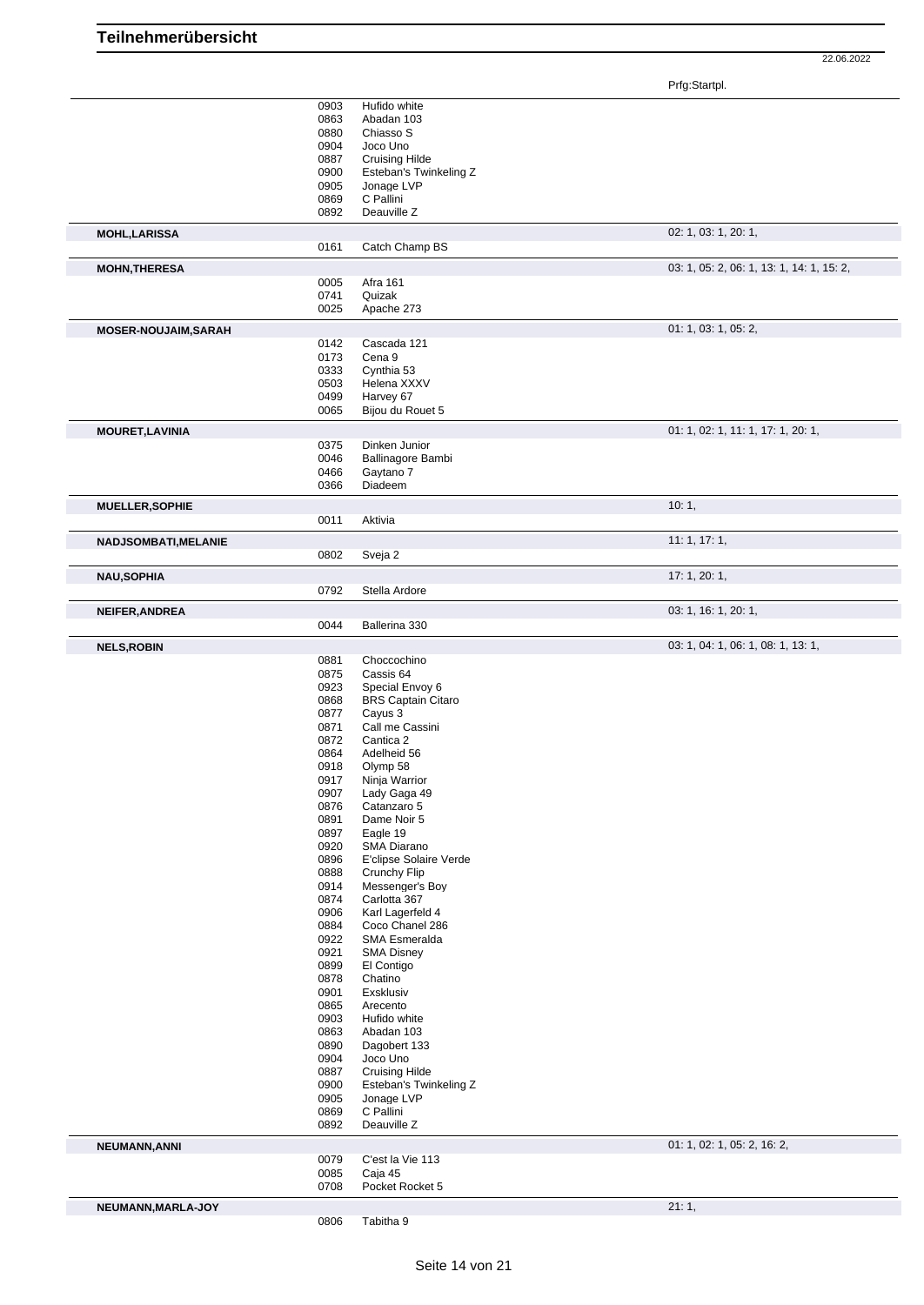# Teilnehmerübersicht

22.06.2022

| | | | Prfg:Startpl. |
|---|---|---|---|
| | 0903 | Hufido white | |
| | 0863 | Abadan 103 | |
| | 0880 | Chiasso S | |
| | 0904 | Joco Uno | |
| | 0887 | Cruising Hilde | |
| | 0900 | Esteban's Twinkeling Z | |
| | 0905 | Jonage LVP | |
| | 0869 | C Pallini | |
| | 0892 | Deauville Z | |
| **MOHL,LARISSA** | | | 02: 1, 03: 1, 20: 1, |
| | 0161 | Catch Champ BS | |
| **MOHN,THERESA** | | | 03: 1, 05: 2, 06: 1, 13: 1, 14: 1, 15: 2, |
| | 0005 | Afra 161 | |
| | 0741 | Quizak | |
| | 0025 | Apache 273 | |
| **MOSER-NOUJAIM,SARAH** | | | 01: 1, 03: 1, 05: 2, |
| | 0142 | Cascada 121 | |
| | 0173 | Cena 9 | |
| | 0333 | Cynthia 53 | |
| | 0503 | Helena XXXV | |
| | 0499 | Harvey 67 | |
| | 0065 | Bijou du Rouet 5 | |
| **MOURET,LAVINIA** | | | 01: 1, 02: 1, 11: 1, 17: 1, 20: 1, |
| | 0375 | Dinken Junior | |
| | 0046 | Ballinagore Bambi | |
| | 0466 | Gaytano 7 | |
| | 0366 | Diadeem | |
| **MUELLER,SOPHIE** | | | 10: 1, |
| | 0011 | Aktivia | |
| **NADJSOMBATI,MELANIE** | | | 11: 1, 17: 1, |
| | 0802 | Sveja 2 | |
| **NAU,SOPHIA** | | | 17: 1, 20: 1, |
| | 0792 | Stella Ardore | |
| **NEIFER,ANDREA** | | | 03: 1, 16: 1, 20: 1, |
| | 0044 | Ballerina 330 | |
| **NELS,ROBIN** | | | 03: 1, 04: 1, 06: 1, 08: 1, 13: 1, |
| | 0881 | Choccochino | |
| | 0875 | Cassis 64 | |
| | 0923 | Special Envoy 6 | |
| | 0868 | BRS Captain Citaro | |
| | 0877 | Cayus 3 | |
| | 0871 | Call me Cassini | |
| | 0872 | Cantica 2 | |
| | 0864 | Adelheid 56 | |
| | 0918 | Olymp 58 | |
| | 0917 | Ninja Warrior | |
| | 0907 | Lady Gaga 49 | |
| | 0876 | Catanzaro 5 | |
| | 0891 | Dame Noir 5 | |
| | 0897 | Eagle 19 | |
| | 0920 | SMA Diarano | |
| | 0896 | E'clipse Solaire Verde | |
| | 0888 | Crunchy Flip | |
| | 0914 | Messenger's Boy | |
| | 0874 | Carlotta 367 | |
| | 0906 | Karl Lagerfeld 4 | |
| | 0884 | Coco Chanel 286 | |
| | 0922 | SMA Esmeralda | |
| | 0921 | SMA Disney | |
| | 0899 | El Contigo | |
| | 0878 | Chatino | |
| | 0901 | Exsklusiv | |
| | 0865 | Arecento | |
| | 0903 | Hufido white | |
| | 0863 | Abadan 103 | |
| | 0890 | Dagobert 133 | |
| | 0904 | Joco Uno | |
| | 0887 | Cruising Hilde | |
| | 0900 | Esteban's Twinkeling Z | |
| | 0905 | Jonage LVP | |
| | 0869 | C Pallini | |
| | 0892 | Deauville Z | |
| **NEUMANN,ANNI** | | | 01: 1, 02: 1, 05: 2, 16: 2, |
| | 0079 | C'est la Vie 113 | |
| | 0085 | Caja 45 | |
| | 0708 | Pocket Rocket 5 | |
| **NEUMANN,MARLA-JOY** | | | 21: 1, |
| | 0806 | Tabitha 9 | |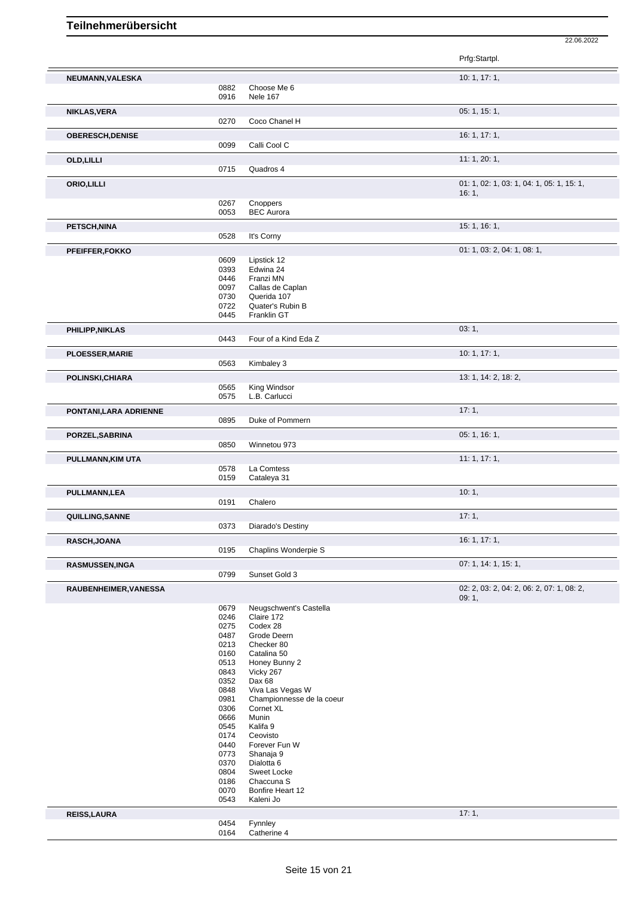# Teilnehmerübersicht

22.06.2022

| Teilnehmer | Nr. | Pferd | Prfg:Startpl. |
|---|---|---|---|
| **NEUMANN,VALESKA** | | | 10: 1, 17: 1, |
| | 0882 | Choose Me 6 | |
| | 0916 | Nele 167 | |
| **NIKLAS,VERA** | | | 05: 1, 15: 1, |
| | 0270 | Coco Chanel H | |
| **OBERESCH,DENISE** | | | 16: 1, 17: 1, |
| | 0099 | Calli Cool C | |
| **OLD,LILLI** | | | 11: 1, 20: 1, |
| | 0715 | Quadros 4 | |
| **ORIO,LILLI** | | | 01: 1, 02: 1, 03: 1, 04: 1, 05: 1, 15: 1, 16: 1, |
| | 0267 | Cnoppers | |
| | 0053 | BEC Aurora | |
| **PETSCH,NINA** | | | 15: 1, 16: 1, |
| | 0528 | It's Corny | |
| **PFEIFFER,FOKKO** | | | 01: 1, 03: 2, 04: 1, 08: 1, |
| | 0609 | Lipstick 12 | |
| | 0393 | Edwina 24 | |
| | 0446 | Franzi MN | |
| | 0097 | Callas de Caplan | |
| | 0730 | Querida 107 | |
| | 0722 | Quater's Rubin B | |
| | 0445 | Franklin GT | |
| **PHILIPP,NIKLAS** | | | 03: 1, |
| | 0443 | Four of a Kind Eda Z | |
| **PLOESSER,MARIE** | | | 10: 1, 17: 1, |
| | 0563 | Kimbaley 3 | |
| **POLINSKI,CHIARA** | | | 13: 1, 14: 2, 18: 2, |
| | 0565 | King Windsor | |
| | 0575 | L.B. Carlucci | |
| **PONTANI,LARA ADRIENNE** | | | 17: 1, |
| | 0895 | Duke of Pommern | |
| **PORZEL,SABRINA** | | | 05: 1, 16: 1, |
| | 0850 | Winnetou 973 | |
| **PULLMANN,KIM UTA** | | | 11: 1, 17: 1, |
| | 0578 | La Comtess | |
| | 0159 | Cataleya 31 | |
| **PULLMANN,LEA** | | | 10: 1, |
| | 0191 | Chalero | |
| **QUILLING,SANNE** | | | 17: 1, |
| | 0373 | Diarado's Destiny | |
| **RASCH,JOANA** | | | 16: 1, 17: 1, |
| | 0195 | Chaplins Wonderpie S | |
| **RASMUSSEN,INGA** | | | 07: 1, 14: 1, 15: 1, |
| | 0799 | Sunset Gold 3 | |
| **RAUBENHEIMER,VANESSA** | | | 02: 2, 03: 2, 04: 2, 06: 2, 07: 1, 08: 2, 09: 1, |
| | 0679 | Neugschwent's Castella | |
| | 0246 | Claire 172 | |
| | 0275 | Codex 28 | |
| | 0487 | Grode Deern | |
| | 0213 | Checker 80 | |
| | 0160 | Catalina 50 | |
| | 0513 | Honey Bunny 2 | |
| | 0843 | Vicky 267 | |
| | 0352 | Dax 68 | |
| | 0848 | Viva Las Vegas W | |
| | 0981 | Championnesse de la coeur | |
| | 0306 | Cornet XL | |
| | 0666 | Munin | |
| | 0545 | Kalifa 9 | |
| | 0174 | Ceovisto | |
| | 0440 | Forever Fun W | |
| | 0773 | Shanaja 9 | |
| | 0370 | Dialotta 6 | |
| | 0804 | Sweet Locke | |
| | 0186 | Chaccuna S | |
| | 0070 | Bonfire Heart 12 | |
| | 0543 | Kaleni Jo | |
| **REISS,LAURA** | | | 17: 1, |
| | 0454 | Fynnley | |
| | 0164 | Catherine 4 | |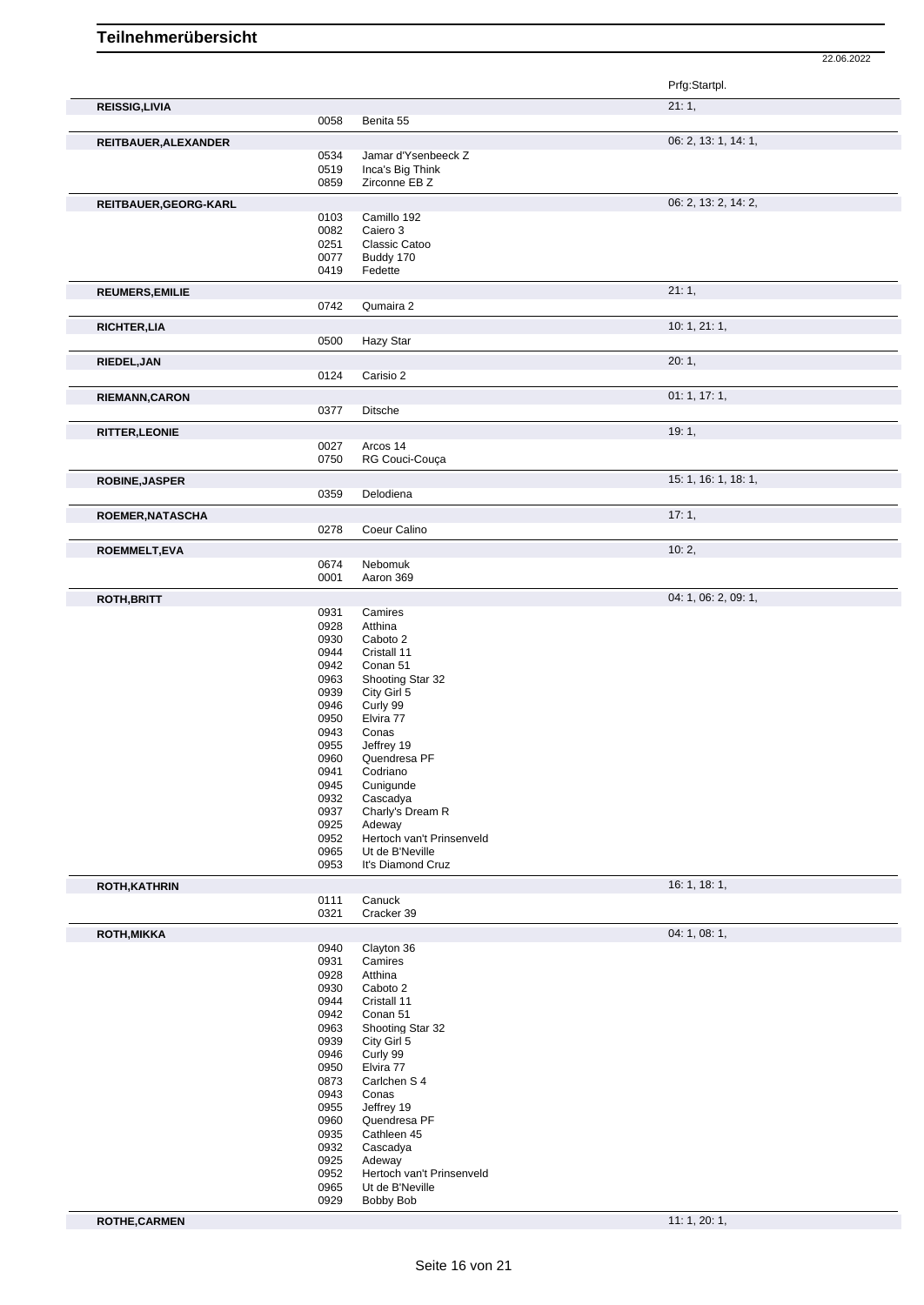# Teilnehmerübersicht

22.06.2022

| Name | Nr. | Pferd | Prfg:Startpl. |
|---|---|---|---|
| **REISSIG,LIVIA** | | | 21: 1, |
| | 0058 | Benita 55 | |
| **REITBAUER,ALEXANDER** | | | 06: 2, 13: 1, 14: 1, |
| | 0534 | Jamar d'Ysenbeeck Z | |
| | 0519 | Inca's Big Think | |
| | 0859 | Zirconne EB Z | |
| **REITBAUER,GEORG-KARL** | | | 06: 2, 13: 2, 14: 2, |
| | 0103 | Camillo 192 | |
| | 0082 | Caiero 3 | |
| | 0251 | Classic Catoo | |
| | 0077 | Buddy 170 | |
| | 0419 | Fedette | |
| **REUMERS,EMILIE** | | | 21: 1, |
| | 0742 | Qumaira 2 | |
| **RICHTER,LIA** | | | 10: 1, 21: 1, |
| | 0500 | Hazy Star | |
| **RIEDEL,JAN** | | | 20: 1, |
| | 0124 | Carisio 2 | |
| **RIEMANN,CARON** | | | 01: 1, 17: 1, |
| | 0377 | Ditsche | |
| **RITTER,LEONIE** | | | 19: 1, |
| | 0027 | Arcos 14 | |
| | 0750 | RG Couci-Couça | |
| **ROBINE,JASPER** | | | 15: 1, 16: 1, 18: 1, |
| | 0359 | Delodiena | |
| **ROEMER,NATASCHA** | | | 17: 1, |
| | 0278 | Coeur Calino | |
| **ROEMMELT,EVA** | | | 10: 2, |
| | 0674 | Nebomuk | |
| | 0001 | Aaron 369 | |
| **ROTH,BRITT** | | | 04: 1, 06: 2, 09: 1, |
| | 0931 | Camires | |
| | 0928 | Atthina | |
| | 0930 | Caboto 2 | |
| | 0944 | Cristall 11 | |
| | 0942 | Conan 51 | |
| | 0963 | Shooting Star 32 | |
| | 0939 | City Girl 5 | |
| | 0946 | Curly 99 | |
| | 0950 | Elvira 77 | |
| | 0943 | Conas | |
| | 0955 | Jeffrey 19 | |
| | 0960 | Quendresa PF | |
| | 0941 | Codriano | |
| | 0945 | Cunigunde | |
| | 0932 | Cascadya | |
| | 0937 | Charly's Dream R | |
| | 0925 | Adeway | |
| | 0952 | Hertoch van't Prinsenveld | |
| | 0965 | Ut de B'Neville | |
| | 0953 | It's Diamond Cruz | |
| **ROTH,KATHRIN** | | | 16: 1, 18: 1, |
| | 0111 | Canuck | |
| | 0321 | Cracker 39 | |
| **ROTH,MIKKA** | | | 04: 1, 08: 1, |
| | 0940 | Clayton 36 | |
| | 0931 | Camires | |
| | 0928 | Atthina | |
| | 0930 | Caboto 2 | |
| | 0944 | Cristall 11 | |
| | 0942 | Conan 51 | |
| | 0963 | Shooting Star 32 | |
| | 0939 | City Girl 5 | |
| | 0946 | Curly 99 | |
| | 0950 | Elvira 77 | |
| | 0873 | Carlchen S 4 | |
| | 0943 | Conas | |
| | 0955 | Jeffrey 19 | |
| | 0960 | Quendresa PF | |
| | 0935 | Cathleen 45 | |
| | 0932 | Cascadya | |
| | 0925 | Adeway | |
| | 0952 | Hertoch van't Prinsenveld | |
| | 0965 | Ut de B'Neville | |
| | 0929 | Bobby Bob | |
| **ROTHE,CARMEN** | | | 11: 1, 20: 1, |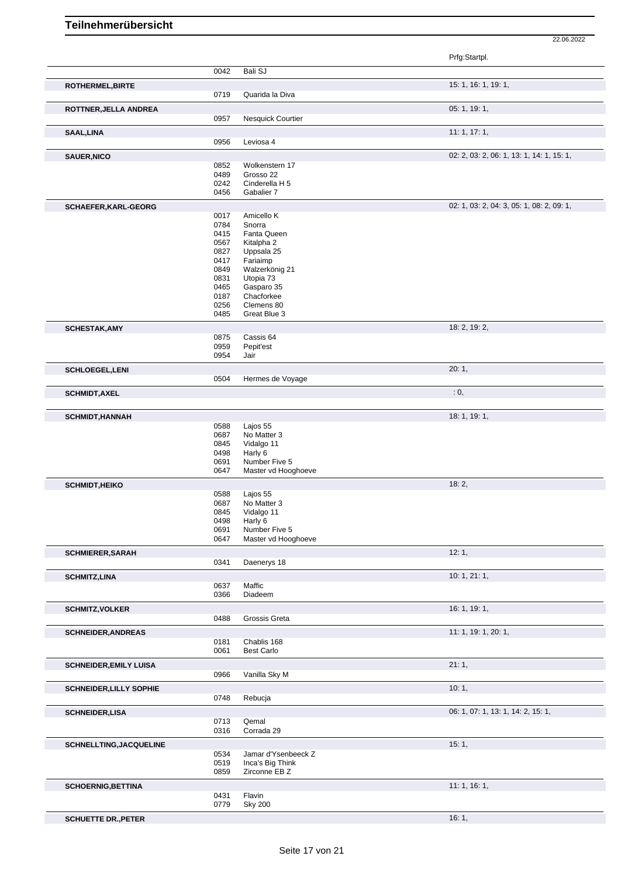# Teilnehmerübersicht

22.06.2022

| Name | Nr. | Pferd | Prfg:Startpl. |
|---|---|---|---|
| | 0042 | Bali SJ | |
| **ROTHERMEL,BIRTE** | | | 15: 1, 16: 1, 19: 1, |
| | 0719 | Quarida la Diva | |
| **ROTTNER,JELLA ANDREA** | | | 05: 1, 19: 1, |
| | 0957 | Nesquick Courtier | |
| **SAAL,LINA** | | | 11: 1, 17: 1, |
| | 0956 | Leviosa 4 | |
| **SAUER,NICO** | | | 02: 2, 03: 2, 06: 1, 13: 1, 14: 1, 15: 1, |
| | 0852 | Wolkenstern 17 | |
| | 0489 | Grosso 22 | |
| | 0242 | Cinderella H 5 | |
| | 0456 | Gabalier 7 | |
| **SCHAEFER,KARL-GEORG** | | | 02: 1, 03: 2, 04: 3, 05: 1, 08: 2, 09: 1, |
| | 0017 | Amicello K | |
| | 0784 | Snorra | |
| | 0415 | Fanta Queen | |
| | 0567 | Kitalpha 2 | |
| | 0827 | Uppsala 25 | |
| | 0417 | Fariaimp | |
| | 0849 | Walzerkönig 21 | |
| | 0831 | Utopia 73 | |
| | 0465 | Gasparo 35 | |
| | 0187 | Chacforkee | |
| | 0256 | Clemens 80 | |
| | 0485 | Great Blue 3 | |
| **SCHESTAK,AMY** | | | 18: 2, 19: 2, |
| | 0875 | Cassis 64 | |
| | 0959 | Pepit'est | |
| | 0954 | Jair | |
| **SCHLOEGEL,LENI** | | | 20: 1, |
| | 0504 | Hermes de Voyage | |
| **SCHMIDT,AXEL** | | | : 0, |
| **SCHMIDT,HANNAH** | | | 18: 1, 19: 1, |
| | 0588 | Lajos 55 | |
| | 0687 | No Matter 3 | |
| | 0845 | Vidalgo 11 | |
| | 0498 | Harly 6 | |
| | 0691 | Number Five 5 | |
| | 0647 | Master vd Hooghoeve | |
| **SCHMIDT,HEIKO** | | | 18: 2, |
| | 0588 | Lajos 55 | |
| | 0687 | No Matter 3 | |
| | 0845 | Vidalgo 11 | |
| | 0498 | Harly 6 | |
| | 0691 | Number Five 5 | |
| | 0647 | Master vd Hooghoeve | |
| **SCHMIERER,SARAH** | | | 12: 1, |
| | 0341 | Daenerys 18 | |
| **SCHMITZ,LINA** | | | 10: 1, 21: 1, |
| | 0637 | Maffic | |
| | 0366 | Diadeem | |
| **SCHMITZ,VOLKER** | | | 16: 1, 19: 1, |
| | 0488 | Grossis Greta | |
| **SCHNEIDER,ANDREAS** | | | 11: 1, 19: 1, 20: 1, |
| | 0181 | Chablis 168 | |
| | 0061 | Best Carlo | |
| **SCHNEIDER,EMILY LUISA** | | | 21: 1, |
| | 0966 | Vanilla Sky M | |
| **SCHNEIDER,LILLY SOPHIE** | | | 10: 1, |
| | 0748 | Rebucja | |
| **SCHNEIDER,LISA** | | | 06: 1, 07: 1, 13: 1, 14: 2, 15: 1, |
| | 0713 | Qemal | |
| | 0316 | Corrada 29 | |
| **SCHNELLTING,JACQUELINE** | | | 15: 1, |
| | 0534 | Jamar d'Ysenbeeck Z | |
| | 0519 | Inca's Big Think | |
| | 0859 | Zirconne EB Z | |
| **SCHOERNIG,BETTINA** | | | 11: 1, 16: 1, |
| | 0431 | Flavin | |
| | 0779 | Sky 200 | |
| **SCHUETTE DR.,PETER** | | | 16: 1, |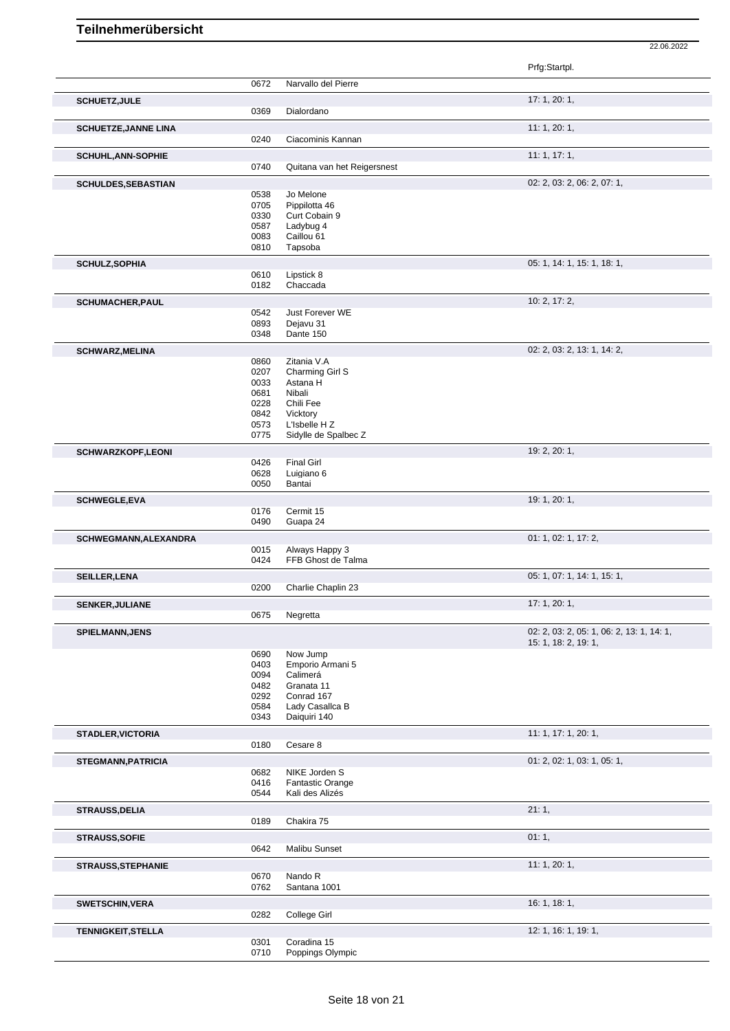# Teilnehmerübersicht

22.06.2022

| Name | Nr. | Pferd | Prfg:Startpl. |
|---|---|---|---|
| | 0672 | Narvallo del Pierre | |
| **SCHUETZ,JULE** | | | 17: 1, 20: 1, |
| | 0369 | Dialordano | |
| **SCHUETZE,JANNE LINA** | | | 11: 1, 20: 1, |
| | 0240 | Ciacominis Kannan | |
| **SCHUHL,ANN-SOPHIE** | | | 11: 1, 17: 1, |
| | 0740 | Quitana van het Reigersnest | |
| **SCHULDES,SEBASTIAN** | | | 02: 2, 03: 2, 06: 2, 07: 1, |
| | 0538 | Jo Melone | |
| | 0705 | Pippilotta 46 | |
| | 0330 | Curt Cobain 9 | |
| | 0587 | Ladybug 4 | |
| | 0083 | Caillou 61 | |
| | 0810 | Tapsoba | |
| **SCHULZ,SOPHIA** | | | 05: 1, 14: 1, 15: 1, 18: 1, |
| | 0610 | Lipstick 8 | |
| | 0182 | Chaccada | |
| **SCHUMACHER,PAUL** | | | 10: 2, 17: 2, |
| | 0542 | Just Forever WE | |
| | 0893 | Dejavu 31 | |
| | 0348 | Dante 150 | |
| **SCHWARZ,MELINA** | | | 02: 2, 03: 2, 13: 1, 14: 2, |
| | 0860 | Zitania V.A | |
| | 0207 | Charming Girl S | |
| | 0033 | Astana H | |
| | 0681 | Nibali | |
| | 0228 | Chili Fee | |
| | 0842 | Vicktory | |
| | 0573 | L'Isbelle H Z | |
| | 0775 | Sidylle de Spalbec Z | |
| **SCHWARZKOPF,LEONI** | | | 19: 2, 20: 1, |
| | 0426 | Final Girl | |
| | 0628 | Luigiano 6 | |
| | 0050 | Bantai | |
| **SCHWEGLE,EVA** | | | 19: 1, 20: 1, |
| | 0176 | Cermit 15 | |
| | 0490 | Guapa 24 | |
| **SCHWEGMANN,ALEXANDRA** | | | 01: 1, 02: 1, 17: 2, |
| | 0015 | Always Happy 3 | |
| | 0424 | FFB Ghost de Talma | |
| **SEILLER,LENA** | | | 05: 1, 07: 1, 14: 1, 15: 1, |
| | 0200 | Charlie Chaplin 23 | |
| **SENKER,JULIANE** | | | 17: 1, 20: 1, |
| | 0675 | Negretta | |
| **SPIELMANN,JENS** | | | 02: 2, 03: 2, 05: 1, 06: 2, 13: 1, 14: 1, 15: 1, 18: 2, 19: 1, |
| | 0690 | Now Jump | |
| | 0403 | Emporio Armani 5 | |
| | 0094 | Calimerá | |
| | 0482 | Granata 11 | |
| | 0292 | Conrad 167 | |
| | 0584 | Lady Casallca B | |
| | 0343 | Daiquiri 140 | |
| **STADLER,VICTORIA** | | | 11: 1, 17: 1, 20: 1, |
| | 0180 | Cesare 8 | |
| **STEGMANN,PATRICIA** | | | 01: 2, 02: 1, 03: 1, 05: 1, |
| | 0682 | NIKE Jorden S | |
| | 0416 | Fantastic Orange | |
| | 0544 | Kali des Alizés | |
| **STRAUSS,DELIA** | | | 21: 1, |
| | 0189 | Chakira 75 | |
| **STRAUSS,SOFIE** | | | 01: 1, |
| | 0642 | Malibu Sunset | |
| **STRAUSS,STEPHANIE** | | | 11: 1, 20: 1, |
| | 0670 | Nando R | |
| | 0762 | Santana 1001 | |
| **SWETSCHIN,VERA** | | | 16: 1, 18: 1, |
| | 0282 | College Girl | |
| **TENNIGKEIT,STELLA** | | | 12: 1, 16: 1, 19: 1, |
| | 0301 | Coradina 15 | |
| | 0710 | Poppings Olympic | |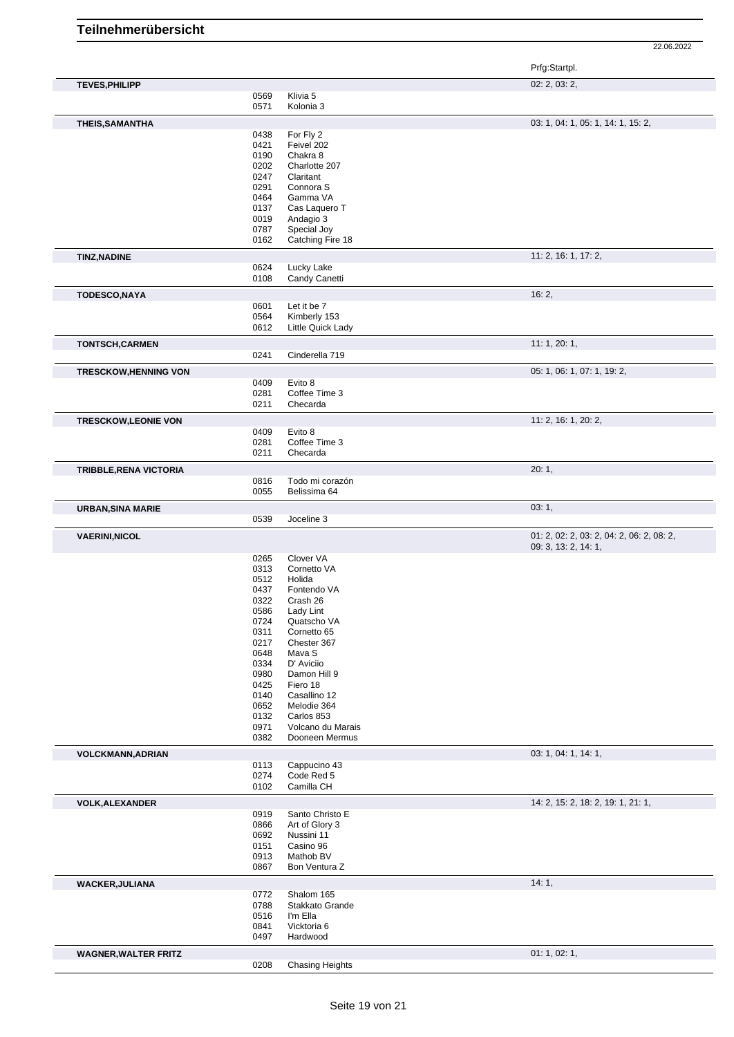# Teilnehmerübersicht

22.06.2022

| Name | Nr. | Pferd | Prfg:Startpl. |
|---|---|---|---|
| **TEVES,PHILIPP** | | | 02: 2, 03: 2, |
| | 0569 | Klivia 5 | |
| | 0571 | Kolonia 3 | |
| **THEIS,SAMANTHA** | | | 03: 1, 04: 1, 05: 1, 14: 1, 15: 2, |
| | 0438 | For Fly 2 | |
| | 0421 | Feivel 202 | |
| | 0190 | Chakra 8 | |
| | 0202 | Charlotte 207 | |
| | 0247 | Claritant | |
| | 0291 | Connora S | |
| | 0464 | Gamma VA | |
| | 0137 | Cas Laquero T | |
| | 0019 | Andagio 3 | |
| | 0787 | Special Joy | |
| | 0162 | Catching Fire 18 | |
| **TINZ,NADINE** | | | 11: 2, 16: 1, 17: 2, |
| | 0624 | Lucky Lake | |
| | 0108 | Candy Canetti | |
| **TODESCO,NAYA** | | | 16: 2, |
| | 0601 | Let it be 7 | |
| | 0564 | Kimberly 153 | |
| | 0612 | Little Quick Lady | |
| **TONTSCH,CARMEN** | | | 11: 1, 20: 1, |
| | 0241 | Cinderella 719 | |
| **TRESCKOW,HENNING VON** | | | 05: 1, 06: 1, 07: 1, 19: 2, |
| | 0409 | Evito 8 | |
| | 0281 | Coffee Time 3 | |
| | 0211 | Checarda | |
| **TRESCKOW,LEONIE VON** | | | 11: 2, 16: 1, 20: 2, |
| | 0409 | Evito 8 | |
| | 0281 | Coffee Time 3 | |
| | 0211 | Checarda | |
| **TRIBBLE,RENA VICTORIA** | | | 20: 1, |
| | 0816 | Todo mi corazón | |
| | 0055 | Belissima 64 | |
| **URBAN,SINA MARIE** | | | 03: 1, |
| | 0539 | Joceline 3 | |
| **VAERINI,NICOL** | | | 01: 2, 02: 2, 03: 2, 04: 2, 06: 2, 08: 2, 09: 3, 13: 2, 14: 1, |
| | 0265 | Clover VA | |
| | 0313 | Cornetto VA | |
| | 0512 | Holida | |
| | 0437 | Fontendo VA | |
| | 0322 | Crash 26 | |
| | 0586 | Lady Lint | |
| | 0724 | Quatscho VA | |
| | 0311 | Cornetto 65 | |
| | 0217 | Chester 367 | |
| | 0648 | Mava S | |
| | 0334 | D' Aviciio | |
| | 0980 | Damon Hill 9 | |
| | 0425 | Fiero 18 | |
| | 0140 | Casallino 12 | |
| | 0652 | Melodie 364 | |
| | 0132 | Carlos 853 | |
| | 0971 | Volcano du Marais | |
| | 0382 | Dooneen Mermus | |
| **VOLCKMANN,ADRIAN** | | | 03: 1, 04: 1, 14: 1, |
| | 0113 | Cappucino 43 | |
| | 0274 | Code Red 5 | |
| | 0102 | Camilla CH | |
| **VOLK,ALEXANDER** | | | 14: 2, 15: 2, 18: 2, 19: 1, 21: 1, |
| | 0919 | Santo Christo E | |
| | 0866 | Art of Glory 3 | |
| | 0692 | Nussini 11 | |
| | 0151 | Casino 96 | |
| | 0913 | Mathob BV | |
| | 0867 | Bon Ventura Z | |
| **WACKER,JULIANA** | | | 14: 1, |
| | 0772 | Shalom 165 | |
| | 0788 | Stakkato Grande | |
| | 0516 | I'm Ella | |
| | 0841 | Vicktoria 6 | |
| | 0497 | Hardwood | |
| **WAGNER,WALTER FRITZ** | | | 01: 1, 02: 1, |
| | 0208 | Chasing Heights | |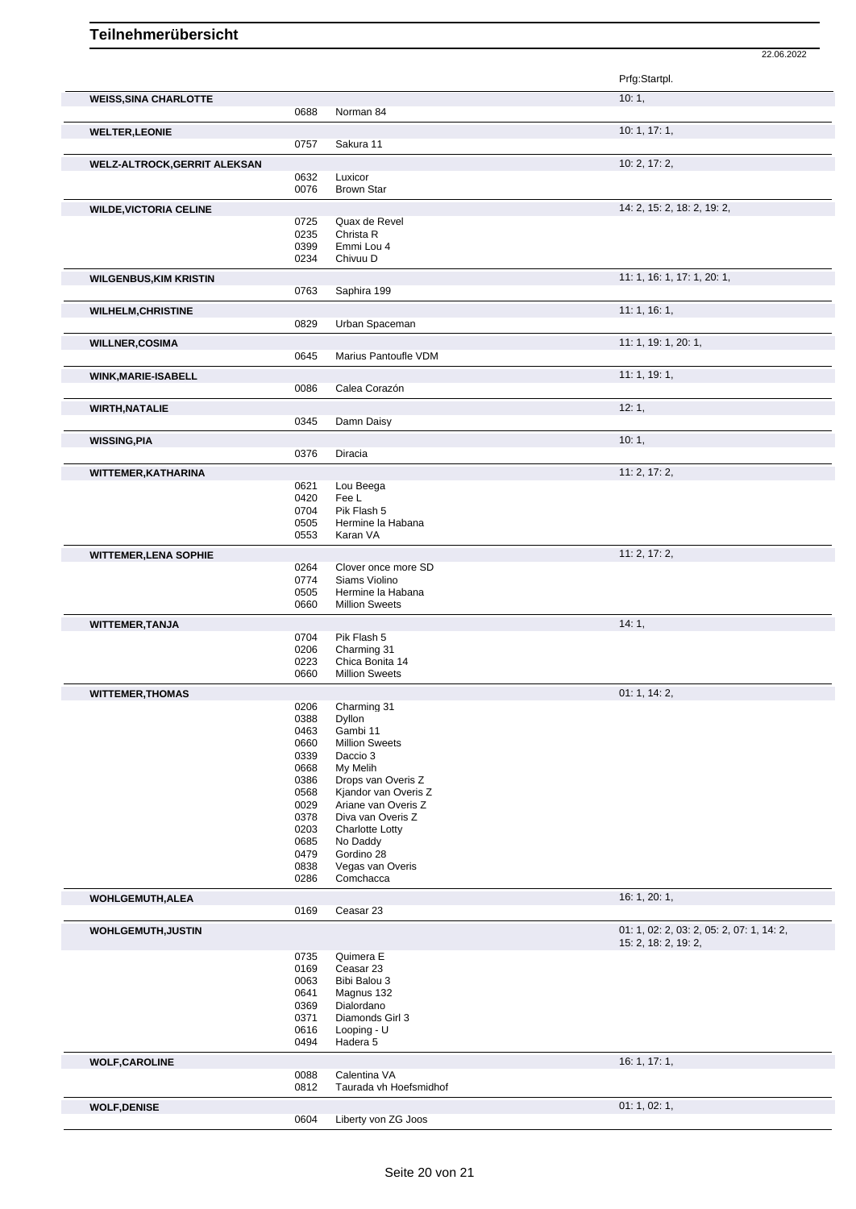# Teilnehmerübersicht

22.06.2022

| Teilnehmer | Nr. | Pferd | Prfg:Startpl. |
|---|---|---|---|
| **WEISS,SINA CHARLOTTE** | | | 10: 1, |
| | 0688 | Norman 84 | |
| **WELTER,LEONIE** | | | 10: 1, 17: 1, |
| | 0757 | Sakura 11 | |
| **WELZ-ALTROCK,GERRIT ALEKSAN** | | | 10: 2, 17: 2, |
| | 0632 | Luxicor | |
| | 0076 | Brown Star | |
| **WILDE,VICTORIA CELINE** | | | 14: 2, 15: 2, 18: 2, 19: 2, |
| | 0725 | Quax de Revel | |
| | 0235 | Christa R | |
| | 0399 | Emmi Lou 4 | |
| | 0234 | Chivuu D | |
| **WILGENBUS,KIM KRISTIN** | | | 11: 1, 16: 1, 17: 1, 20: 1, |
| | 0763 | Saphira 199 | |
| **WILHELM,CHRISTINE** | | | 11: 1, 16: 1, |
| | 0829 | Urban Spaceman | |
| **WILLNER,COSIMA** | | | 11: 1, 19: 1, 20: 1, |
| | 0645 | Marius Pantoufle VDM | |
| **WINK,MARIE-ISABELL** | | | 11: 1, 19: 1, |
| | 0086 | Calea Corazón | |
| **WIRTH,NATALIE** | | | 12: 1, |
| | 0345 | Damn Daisy | |
| **WISSING,PIA** | | | 10: 1, |
| | 0376 | Diracia | |
| **WITTEMER,KATHARINA** | | | 11: 2, 17: 2, |
| | 0621 | Lou Beega | |
| | 0420 | Fee L | |
| | 0704 | Pik Flash 5 | |
| | 0505 | Hermine la Habana | |
| | 0553 | Karan VA | |
| **WITTEMER,LENA SOPHIE** | | | 11: 2, 17: 2, |
| | 0264 | Clover once more SD | |
| | 0774 | Siams Violino | |
| | 0505 | Hermine la Habana | |
| | 0660 | Million Sweets | |
| **WITTEMER,TANJA** | | | 14: 1, |
| | 0704 | Pik Flash 5 | |
| | 0206 | Charming 31 | |
| | 0223 | Chica Bonita 14 | |
| | 0660 | Million Sweets | |
| **WITTEMER,THOMAS** | | | 01: 1, 14: 2, |
| | 0206 | Charming 31 | |
| | 0388 | Dyllon | |
| | 0463 | Gambi 11 | |
| | 0660 | Million Sweets | |
| | 0339 | Daccio 3 | |
| | 0668 | My Melih | |
| | 0386 | Drops van Overis Z | |
| | 0568 | Kjandor van Overis Z | |
| | 0029 | Ariane van Overis Z | |
| | 0378 | Diva van Overis Z | |
| | 0203 | Charlotte Lotty | |
| | 0685 | No Daddy | |
| | 0479 | Gordino 28 | |
| | 0838 | Vegas van Overis | |
| | 0286 | Comchacca | |
| **WOHLGEMUTH,ALEA** | | | 16: 1, 20: 1, |
| | 0169 | Ceasar 23 | |
| **WOHLGEMUTH,JUSTIN** | | | 01: 1, 02: 2, 03: 2, 05: 2, 07: 1, 14: 2, 15: 2, 18: 2, 19: 2, |
| | 0735 | Quimera E | |
| | 0169 | Ceasar 23 | |
| | 0063 | Bibi Balou 3 | |
| | 0641 | Magnus 132 | |
| | 0369 | Dialordano | |
| | 0371 | Diamonds Girl 3 | |
| | 0616 | Looping - U | |
| | 0494 | Hadera 5 | |
| **WOLF,CAROLINE** | | | 16: 1, 17: 1, |
| | 0088 | Calentina VA | |
| | 0812 | Taurada vh Hoefsmidhof | |
| **WOLF,DENISE** | | | 01: 1, 02: 1, |
| | 0604 | Liberty von ZG Joos | |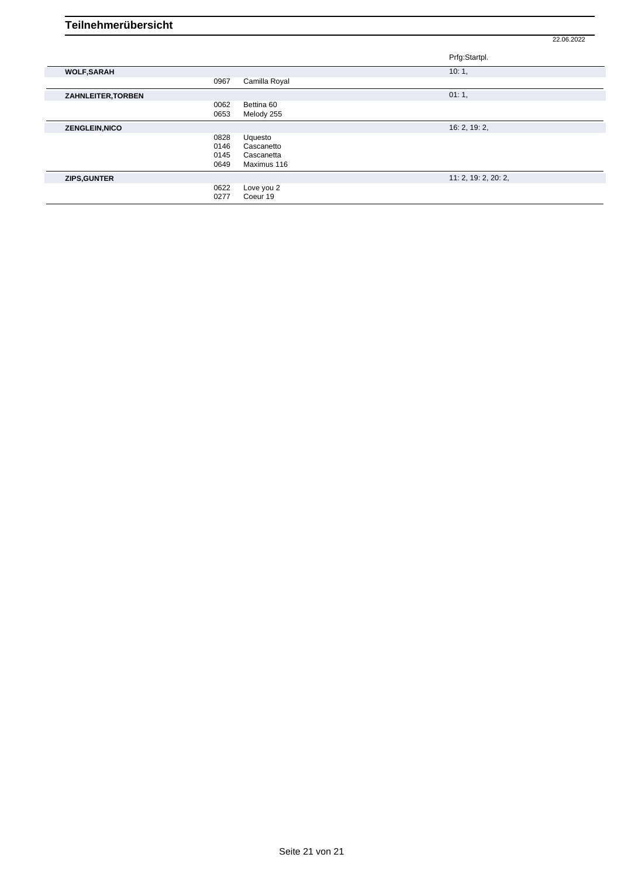## Teilnehmerübersicht

22.06.2022

| | | | Prfg:Startpl. |
|---|---|---|---|
| **WOLF,SARAH** | | | 10: 1, |
| | 0967 | Camilla Royal | |
| **ZAHNLEITER,TORBEN** | | | 01: 1, |
| | 0062 | Bettina 60 | |
| | 0653 | Melody 255 | |
| **ZENGLEIN,NICO** | | | 16: 2, 19: 2, |
| | 0828 | Uquesto | |
| | 0146 | Cascanetto | |
| | 0145 | Cascanetta | |
| | 0649 | Maximus 116 | |
| **ZIPS,GUNTER** | | | 11: 2, 19: 2, 20: 2, |
| | 0622 | Love you 2 | |
| | 0277 | Coeur 19 | |